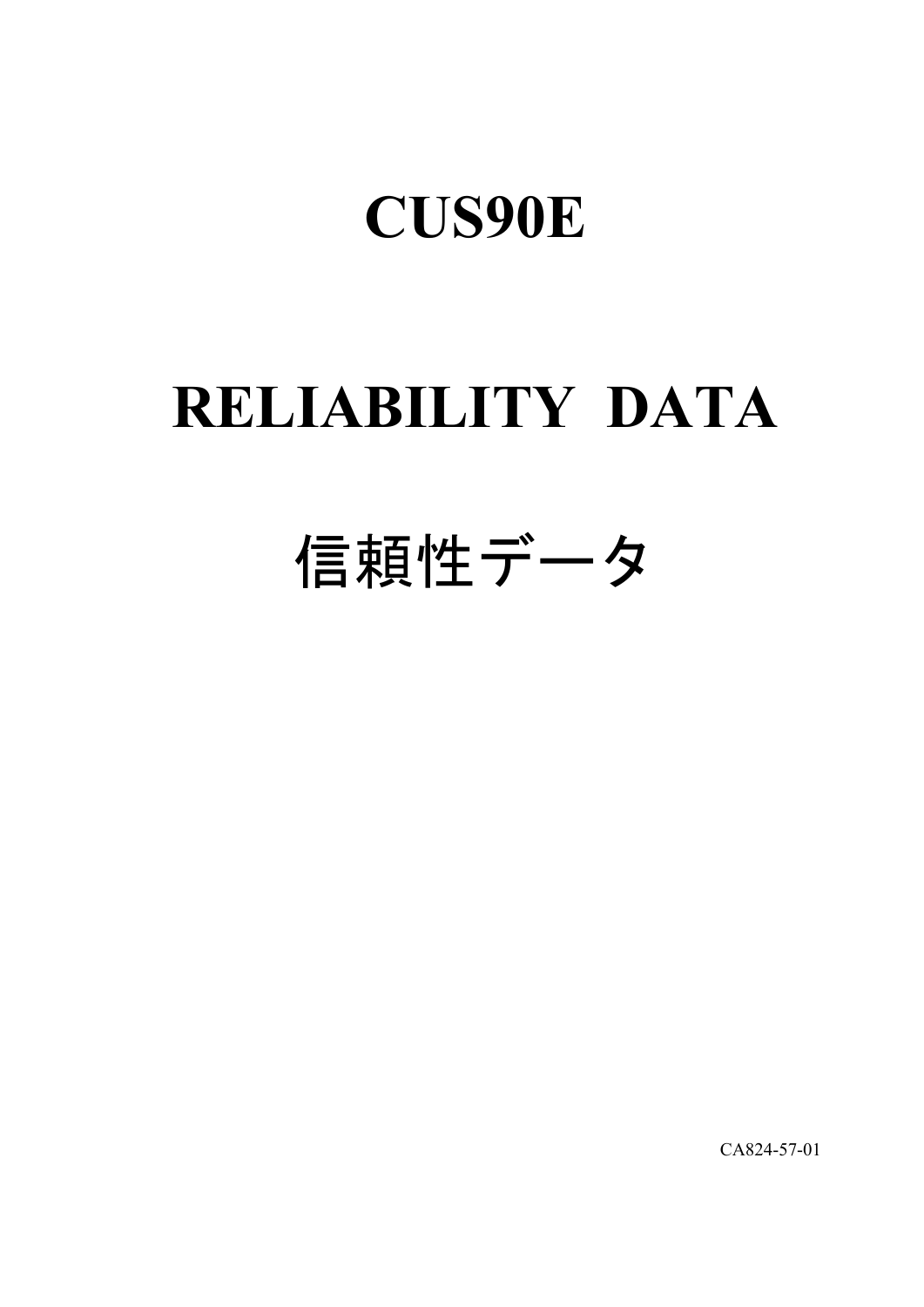# CUS90E

# RELIABILITY DATA

# 信頼性データ

CA824-57-01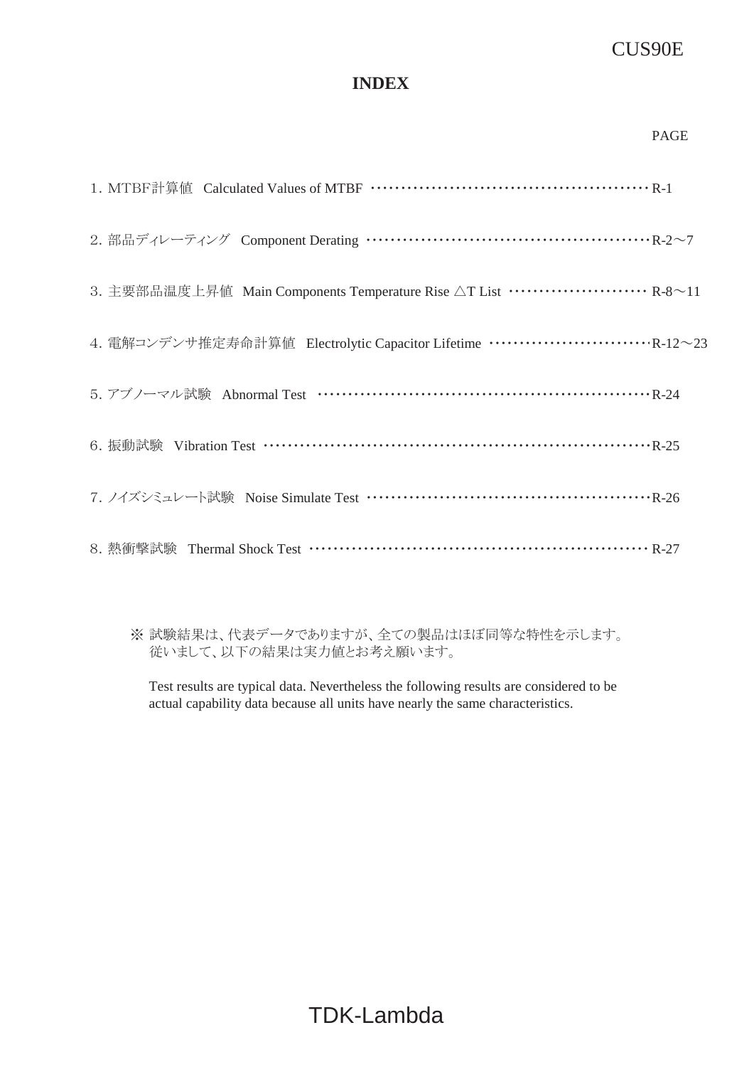# INDEX

PAGE

1. MTBF計算値　Calculated Values of MTBF ……………………………………………… R-1

2. 部品ディレーティング　Component Derating ………………………………………………R-2～7

3. 主要部品温度上昇値　Main Components Temperature Rise △T List …………………… R-8～11

4. 電解コンデンサ推定寿命計算値　Electrolytic Capacitor Lifetime …………………………R-12～23

5. アブノーマル試験　Abnormal Test ………………………………………………………R-24

6. 振動試験　Vibration Test …………………………………………………………………R-25

7. ノイズシミュレート試験　Noise Simulate Test ………………………………………………R-26

8. 熱衝撃試験　Thermal Shock Test ………………………………………………………… R-27

※ 試験結果は、代表データでありますが、全ての製品はほぼ同等な特性を示します。
従いまして、以下の結果は実力値とお考え願います。

Test results are typical data. Nevertheless the following results are considered to be actual capability data because all units have nearly the same characteristics.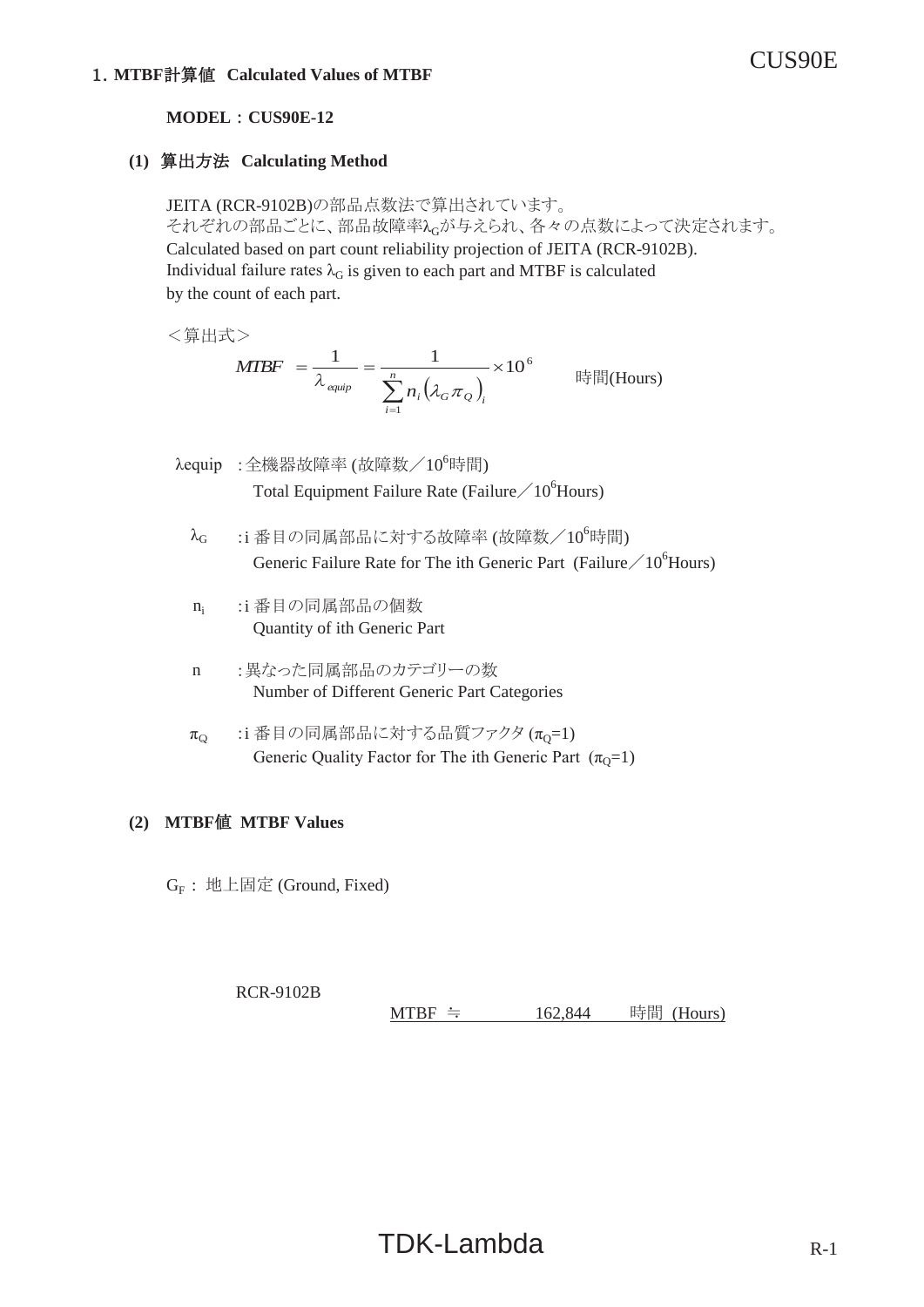## 1. MTBF計算値 Calculated Values of MTBF

**MODEL：CUS90E-12**

### (1) 算出方法 Calculating Method

JEITA (RCR-9102B)の部品点数法で算出されています。
それぞれの部品ごとに、部品故障率$\lambda_G$が与えられ、各々の点数によって決定されます。
Calculated based on part count reliability projection of JEITA (RCR-9102B).
Individual failure rates $\lambda_G$ is given to each part and MTBF is calculated by the count of each part.

＜算出式＞

$$MTBF = \frac{1}{\lambda_{equip}} = \frac{1}{\sum_{i=1}^{n} n_i \left(\lambda_G \pi_Q\right)_i} \times 10^6 \quad \text{時間(Hours)}$$

$\lambda_{equip}$ : 全機器故障率 (故障数／$10^6$時間)
Total Equipment Failure Rate (Failure／$10^6$Hours)

$\lambda_G$ : i 番目の同属部品に対する故障率 (故障数／$10^6$時間)
Generic Failure Rate for The ith Generic Part (Failure／$10^6$Hours)

$n_i$ : i 番目の同属部品の個数
Quantity of ith Generic Part

n : 異なった同属部品のカテゴリーの数
Number of Different Generic Part Categories

$\pi_Q$ : i 番目の同属部品に対する品質ファクタ ($\pi_Q$=1)
Generic Quality Factor for The ith Generic Part ($\pi_Q$=1)

### (2) MTBF値 MTBF Values

$G_F$ : 地上固定 (Ground, Fixed)

RCR-9102B

MTBF ≒ 162,844 時間 (Hours)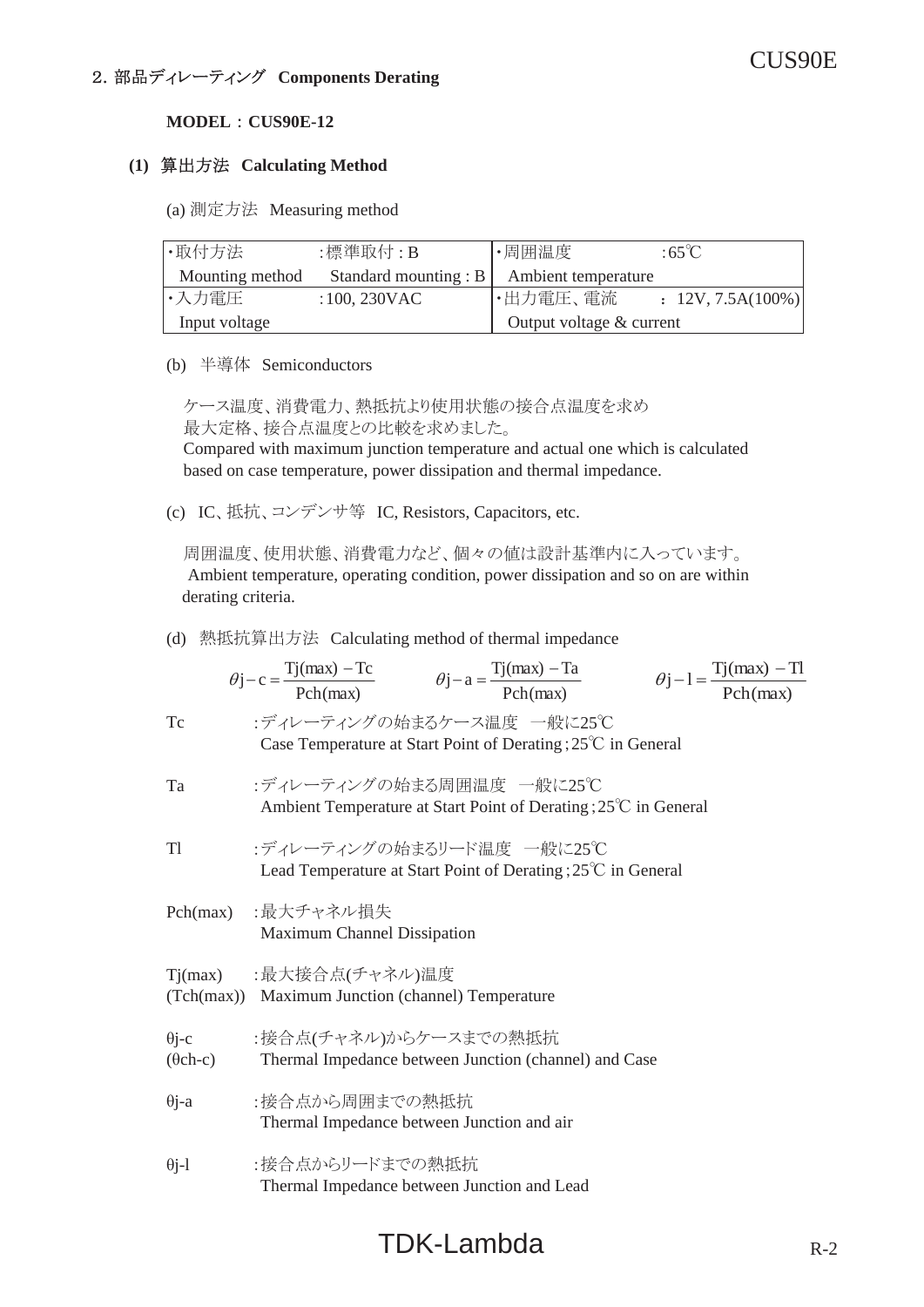## 2. 部品ディレーティング **Components Derating**

**MODEL：CUS90E-12**

### (1) 算出方法 **Calculating Method**

(a) 測定方法 Measuring method

| ・取付方法 | :標準取付 : B | ・周囲温度 | :65℃ |
|---|---|---|---|
| Mounting method | Standard mounting : B | Ambient temperature | |
| ・入力電圧 | :100, 230VAC | ・出力電圧、電流 | : 12V, 7.5A(100%) |
| Input voltage | | Output voltage & current | |

(b) 半導体 Semiconductors

ケース温度、消費電力、熱抵抗より使用状態の接合点温度を求め
最大定格、接合点温度との比較を求めました。
Compared with maximum junction temperature and actual one which is calculated based on case temperature, power dissipation and thermal impedance.

(c) IC、抵抗、コンデンサ等 IC, Resistors, Capacitors, etc.

周囲温度、使用状態、消費電力など、個々の値は設計基準内に入っています。
Ambient temperature, operating condition, power dissipation and so on are within derating criteria.

(d) 熱抵抗算出方法 Calculating method of thermal impedance

$$\theta j-c=\frac{Tj(max)-Tc}{Pch(max)} \qquad \theta j-a=\frac{Tj(max)-Ta}{Pch(max)} \qquad \theta j-l=\frac{Tj(max)-Tl}{Pch(max)}$$

Tc :ディレーティングの始まるケース温度 一般に25℃
Case Temperature at Start Point of Derating ; 25℃ in General

Ta :ディレーティングの始まる周囲温度 一般に25℃
Ambient Temperature at Start Point of Derating ; 25℃ in General

Tl :ディレーティングの始まるリード温度 一般に25℃
Lead Temperature at Start Point of Derating ; 25℃ in General

Pch(max) :最大チャネル損失
Maximum Channel Dissipation

Tj(max) (Tch(max)) :最大接合点(チャネル)温度
Maximum Junction (channel) Temperature

θj-c (θch-c) :接合点(チャネル)からケースまでの熱抵抗
Thermal Impedance between Junction (channel) and Case

θj-a :接合点から周囲までの熱抵抗
Thermal Impedance between Junction and air

θj-l :接合点からリードまでの熱抵抗
Thermal Impedance between Junction and Lead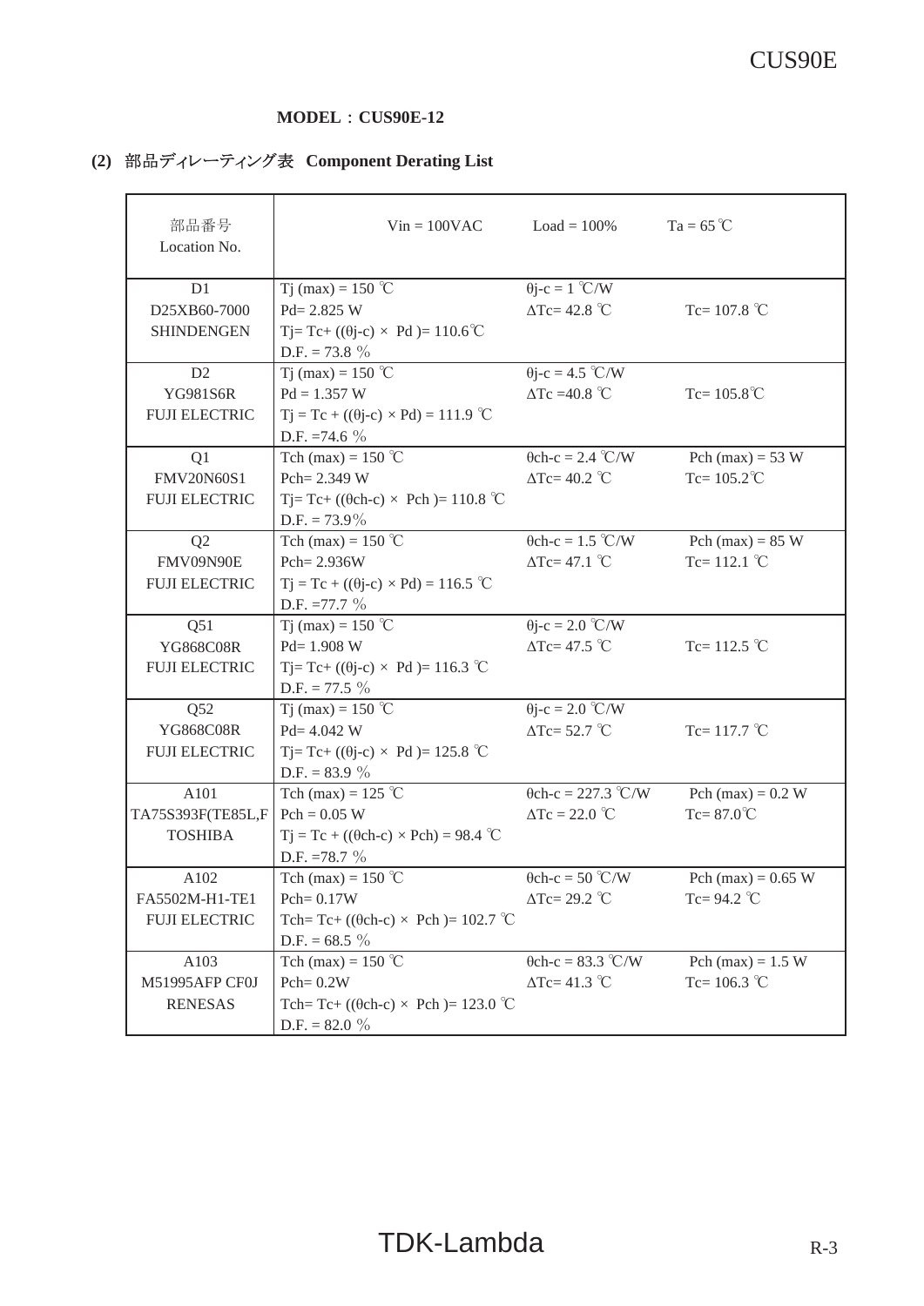**MODEL：CUS90E-12**

**(2) 部品ディレーティング表 Component Derating List**

| 部品番号<br>Location No. | Vin = 100VAC | Load = 100% | Ta = 65 ℃ |
|---|---|---|---|
| D1<br>D25XB60-7000<br>SHINDENGEN | Tj (max) = 150 ℃<br>Pd= 2.825 W<br>Tj= Tc+ ((θj-c) × Pd )= 110.6℃<br>D.F. = 73.8 % | θj-c = 1 ℃/W<br>ΔTc= 42.8 ℃ | <br>Tc= 107.8 ℃ |
| D2<br>YG981S6R<br>FUJI ELECTRIC | Tj (max) = 150 ℃<br>Pd = 1.357 W<br>Tj = Tc + ((θj-c) × Pd) = 111.9 ℃<br>D.F. =74.6 % | θj-c = 4.5 ℃/W<br>ΔTc =40.8 ℃ | <br>Tc= 105.8℃ |
| Q1<br>FMV20N60S1<br>FUJI ELECTRIC | Tch (max) = 150 ℃<br>Pch= 2.349 W<br>Tj= Tc+ ((θch-c) × Pch )= 110.8 ℃<br>D.F. = 73.9% | θch-c = 2.4 ℃/W<br>ΔTc= 40.2 ℃ | Pch (max) = 53 W<br>Tc= 105.2℃ |
| Q2<br>FMV09N90E<br>FUJI ELECTRIC | Tch (max) = 150 ℃<br>Pch= 2.936W<br>Tj = Tc + ((θj-c) × Pd) = 116.5 ℃<br>D.F. =77.7 % | θch-c = 1.5 ℃/W<br>ΔTc= 47.1 ℃ | Pch (max) = 85 W<br>Tc= 112.1 ℃ |
| Q51<br>YG868C08R<br>FUJI ELECTRIC | Tj (max) = 150 ℃<br>Pd= 1.908 W<br>Tj= Tc+ ((θj-c) × Pd )= 116.3 ℃<br>D.F. = 77.5 % | θj-c = 2.0 ℃/W<br>ΔTc= 47.5 ℃ | <br>Tc= 112.5 ℃ |
| Q52<br>YG868C08R<br>FUJI ELECTRIC | Tj (max) = 150 ℃<br>Pd= 4.042 W<br>Tj= Tc+ ((θj-c) × Pd )= 125.8 ℃<br>D.F. = 83.9 % | θj-c = 2.0 ℃/W<br>ΔTc= 52.7 ℃ | <br>Tc= 117.7 ℃ |
| A101<br>TA75S393F(TE85L,F<br>TOSHIBA | Tch (max) = 125 ℃<br>Pch = 0.05 W<br>Tj = Tc + ((θch-c) × Pch) = 98.4 ℃<br>D.F. =78.7 % | θch-c = 227.3 ℃/W<br>ΔTc = 22.0 ℃ | Pch (max) = 0.2 W<br>Tc= 87.0℃ |
| A102<br>FA5502M-H1-TE1<br>FUJI ELECTRIC | Tch (max) = 150 ℃<br>Pch= 0.17W<br>Tch= Tc+ ((θch-c) × Pch )= 102.7 ℃<br>D.F. = 68.5 % | θch-c = 50 ℃/W<br>ΔTc= 29.2 ℃ | Pch (max) = 0.65 W<br>Tc= 94.2 ℃ |
| A103<br>M51995AFP CF0J<br>RENESAS | Tch (max) = 150 ℃<br>Pch= 0.2W<br>Tch= Tc+ ((θch-c) × Pch )= 123.0 ℃<br>D.F. = 82.0 % | θch-c = 83.3 ℃/W<br>ΔTc= 41.3 ℃ | Pch (max) = 1.5 W<br>Tc= 106.3 ℃ |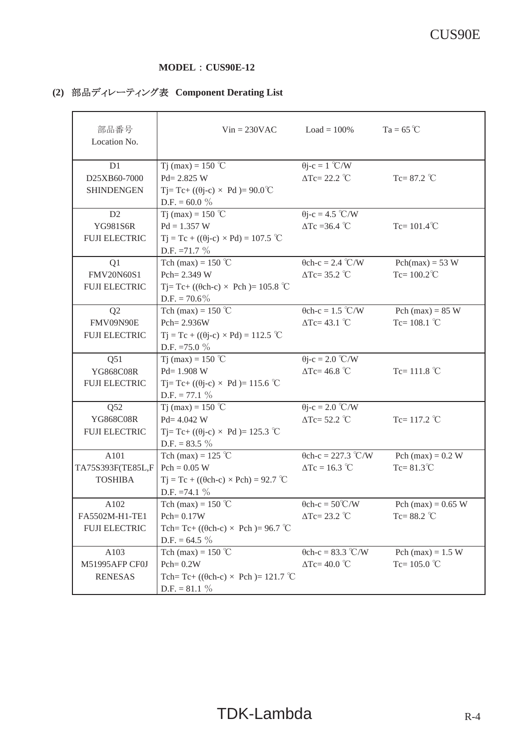**MODEL：CUS90E-12**

## (2) 部品ディレーティング表 Component Derating List

| 部品番号<br>Location No. | Vin = 230VAC | Load = 100% | Ta = 65 ℃ |
|---|---|---|---|
| D1<br>D25XB60-7000<br>SHINDENGEN | Tj (max) = 150 ℃<br>Pd= 2.825 W<br>Tj= Tc+ ((θj-c) × Pd )= 90.0℃<br>D.F. = 60.0 % | θj-c = 1 ℃/W<br>ΔTc= 22.2 ℃ | <br>Tc= 87.2 ℃ |
| D2<br>YG981S6R<br>FUJI ELECTRIC | Tj (max) = 150 ℃<br>Pd = 1.357 W<br>Tj = Tc + ((θj-c) × Pd) = 107.5 ℃<br>D.F. =71.7 % | θj-c = 4.5 ℃/W<br>ΔTc =36.4 ℃ | <br>Tc= 101.4℃ |
| Q1<br>FMV20N60S1<br>FUJI ELECTRIC | Tch (max) = 150 ℃<br>Pch= 2.349 W<br>Tj= Tc+ ((θch-c) × Pch )= 105.8 ℃<br>D.F. = 70.6% | θch-c = 2.4 ℃/W<br>ΔTc= 35.2 ℃ | Pch(max) = 53 W<br>Tc= 100.2℃ |
| Q2<br>FMV09N90E<br>FUJI ELECTRIC | Tch (max) = 150 ℃<br>Pch= 2.936W<br>Tj = Tc + ((θj-c) × Pd) = 112.5 ℃<br>D.F. =75.0 % | θch-c = 1.5 ℃/W<br>ΔTc= 43.1 ℃ | Pch (max) = 85 W<br>Tc= 108.1 ℃ |
| Q51<br>YG868C08R<br>FUJI ELECTRIC | Tj (max) = 150 ℃<br>Pd= 1.908 W<br>Tj= Tc+ ((θj-c) × Pd )= 115.6 ℃<br>D.F. = 77.1 % | θj-c = 2.0 ℃/W<br>ΔTc= 46.8 ℃ | <br>Tc= 111.8 ℃ |
| Q52<br>YG868C08R<br>FUJI ELECTRIC | Tj (max) = 150 ℃<br>Pd= 4.042 W<br>Tj= Tc+ ((θj-c) × Pd )= 125.3 ℃<br>D.F. = 83.5 % | θj-c = 2.0 ℃/W<br>ΔTc= 52.2 ℃ | <br>Tc= 117.2 ℃ |
| A101<br>TA75S393F(TE85L,F<br>TOSHIBA | Tch (max) = 125 ℃<br>Pch = 0.05 W<br>Tj = Tc + ((θch-c) × Pch) = 92.7 ℃<br>D.F. =74.1 % | θch-c = 227.3 ℃/W<br>ΔTc = 16.3 ℃ | Pch (max) = 0.2 W<br>Tc= 81.3℃ |
| A102<br>FA5502M-H1-TE1<br>FUJI ELECTRIC | Tch (max) = 150 ℃<br>Pch= 0.17W<br>Tch= Tc+ ((θch-c) × Pch )= 96.7 ℃<br>D.F. = 64.5 % | θch-c = 50℃/W<br>ΔTc= 23.2 ℃ | Pch (max) = 0.65 W<br>Tc= 88.2 ℃ |
| A103<br>M51995AFP CF0J<br>RENESAS | Tch (max) = 150 ℃<br>Pch= 0.2W<br>Tch= Tc+ ((θch-c) × Pch )= 121.7 ℃<br>D.F. = 81.1 % | θch-c = 83.3 ℃/W<br>ΔTc= 40.0 ℃ | Pch (max) = 1.5 W<br>Tc= 105.0 ℃ |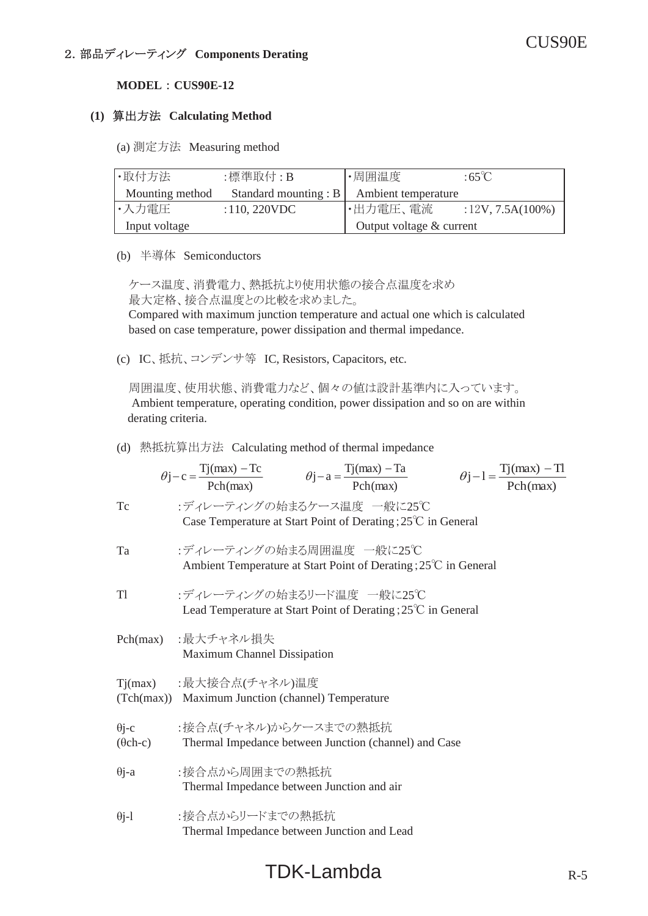## 2. 部品ディレーティング　Components Derating

**MODEL：CUS90E-12**

### (1) 算出方法　Calculating Method

(a) 測定方法　Measuring method

| ・取付方法 Mounting method | :標準取付 : B Standard mounting : B | ・周囲温度 Ambient temperature | :65℃ |
|---|---|---|---|
| ・入力電圧 Input voltage | :110, 220VDC | ・出力電圧、電流 Output voltage & current | :12V, 7.5A(100%) |

(b) 半導体　Semiconductors

ケース温度、消費電力、熱抵抗より使用状態の接合点温度を求め
最大定格、接合点温度との比較を求めました。
Compared with maximum junction temperature and actual one which is calculated based on case temperature, power dissipation and thermal impedance.

(c) IC、抵抗、コンデンサ等　IC, Resistors, Capacitors, etc.

周囲温度、使用状態、消費電力など、個々の値は設計基準内に入っています。
Ambient temperature, operating condition, power dissipation and so on are within derating criteria.

(d) 熱抵抗算出方法　Calculating method of thermal impedance

$$\theta j-c = \frac{Tj(max) - Tc}{Pch(max)} \qquad \theta j-a = \frac{Tj(max) - Ta}{Pch(max)} \qquad \theta j-l = \frac{Tj(max) - Tl}{Pch(max)}$$

- Tc　:ディレーティングの始まるケース温度　一般に25℃
  Case Temperature at Start Point of Derating ; 25℃ in General
- Ta　:ディレーティングの始まる周囲温度　一般に25℃
  Ambient Temperature at Start Point of Derating ; 25℃ in General
- Tl　:ディレーティングの始まるリード温度　一般に25℃
  Lead Temperature at Start Point of Derating ; 25℃ in General
- Pch(max)　:最大チャネル損失
  Maximum Channel Dissipation
- Tj(max) (Tch(max))　:最大接合点(チャネル)温度
  Maximum Junction (channel) Temperature
- θj-c (θch-c)　:接合点(チャネル)からケースまでの熱抵抗
  Thermal Impedance between Junction (channel) and Case
- θj-a　:接合点から周囲までの熱抵抗
  Thermal Impedance between Junction and air
- θj-l　:接合点からリードまでの熱抵抗
  Thermal Impedance between Junction and Lead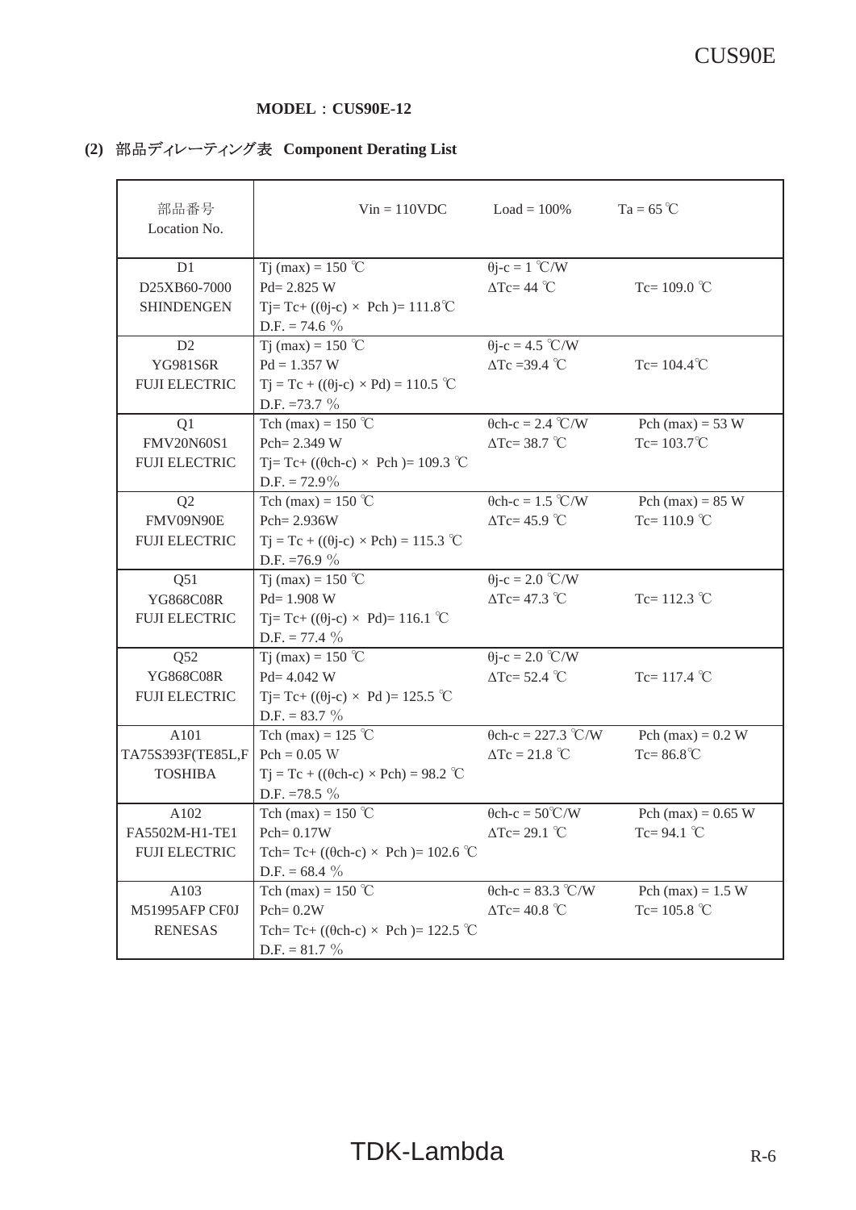**MODEL：CUS90E-12**

## (2) 部品ディレーティング表 Component Derating List

| 部品番号<br>Location No. | Vin = 110VDC | Load = 100% | Ta = 65 ℃ |
|---|---|---|---|
| D1<br>D25XB60-7000<br>SHINDENGEN | Tj (max) = 150 ℃<br>Pd= 2.825 W<br>Tj= Tc+ ((θj-c) × Pch )= 111.8℃<br>D.F. = 74.6 % | θj-c = 1 ℃/W<br>ΔTc= 44 ℃ | <br>Tc= 109.0 ℃ |
| D2<br>YG981S6R<br>FUJI ELECTRIC | Tj (max) = 150 ℃<br>Pd = 1.357 W<br>Tj = Tc + ((θj-c) × Pd) = 110.5 ℃<br>D.F. =73.7 % | θj-c = 4.5 ℃/W<br>ΔTc =39.4 ℃ | <br>Tc= 104.4℃ |
| Q1<br>FMV20N60S1<br>FUJI ELECTRIC | Tch (max) = 150 ℃<br>Pch= 2.349 W<br>Tj= Tc+ ((θch-c) × Pch )= 109.3 ℃<br>D.F. = 72.9% | θch-c = 2.4 ℃/W<br>ΔTc= 38.7 ℃ | Pch (max) = 53 W<br>Tc= 103.7℃ |
| Q2<br>FMV09N90E<br>FUJI ELECTRIC | Tch (max) = 150 ℃<br>Pch= 2.936W<br>Tj = Tc + ((θj-c) × Pch) = 115.3 ℃<br>D.F. =76.9 % | θch-c = 1.5 ℃/W<br>ΔTc= 45.9 ℃ | Pch (max) = 85 W<br>Tc= 110.9 ℃ |
| Q51<br>YG868C08R<br>FUJI ELECTRIC | Tj (max) = 150 ℃<br>Pd= 1.908 W<br>Tj= Tc+ ((θj-c) × Pd)= 116.1 ℃<br>D.F. = 77.4 % | θj-c = 2.0 ℃/W<br>ΔTc= 47.3 ℃ | <br>Tc= 112.3 ℃ |
| Q52<br>YG868C08R<br>FUJI ELECTRIC | Tj (max) = 150 ℃<br>Pd= 4.042 W<br>Tj= Tc+ ((θj-c) × Pd )= 125.5 ℃<br>D.F. = 83.7 % | θj-c = 2.0 ℃/W<br>ΔTc= 52.4 ℃ | <br>Tc= 117.4 ℃ |
| A101<br>TA75S393F(TE85L,F<br>TOSHIBA | Tch (max) = 125 ℃<br>Pch = 0.05 W<br>Tj = Tc + ((θch-c) × Pch) = 98.2 ℃<br>D.F. =78.5 % | θch-c = 227.3 ℃/W<br>ΔTc = 21.8 ℃ | Pch (max) = 0.2 W<br>Tc= 86.8℃ |
| A102<br>FA5502M-H1-TE1<br>FUJI ELECTRIC | Tch (max) = 150 ℃<br>Pch= 0.17W<br>Tch= Tc+ ((θch-c) × Pch )= 102.6 ℃<br>D.F. = 68.4 % | θch-c = 50℃/W<br>ΔTc= 29.1 ℃ | Pch (max) = 0.65 W<br>Tc= 94.1 ℃ |
| A103<br>M51995AFP CF0J<br>RENESAS | Tch (max) = 150 ℃<br>Pch= 0.2W<br>Tch= Tc+ ((θch-c) × Pch )= 122.5 ℃<br>D.F. = 81.7 % | θch-c = 83.3 ℃/W<br>ΔTc= 40.8 ℃ | Pch (max) = 1.5 W<br>Tc= 105.8 ℃ |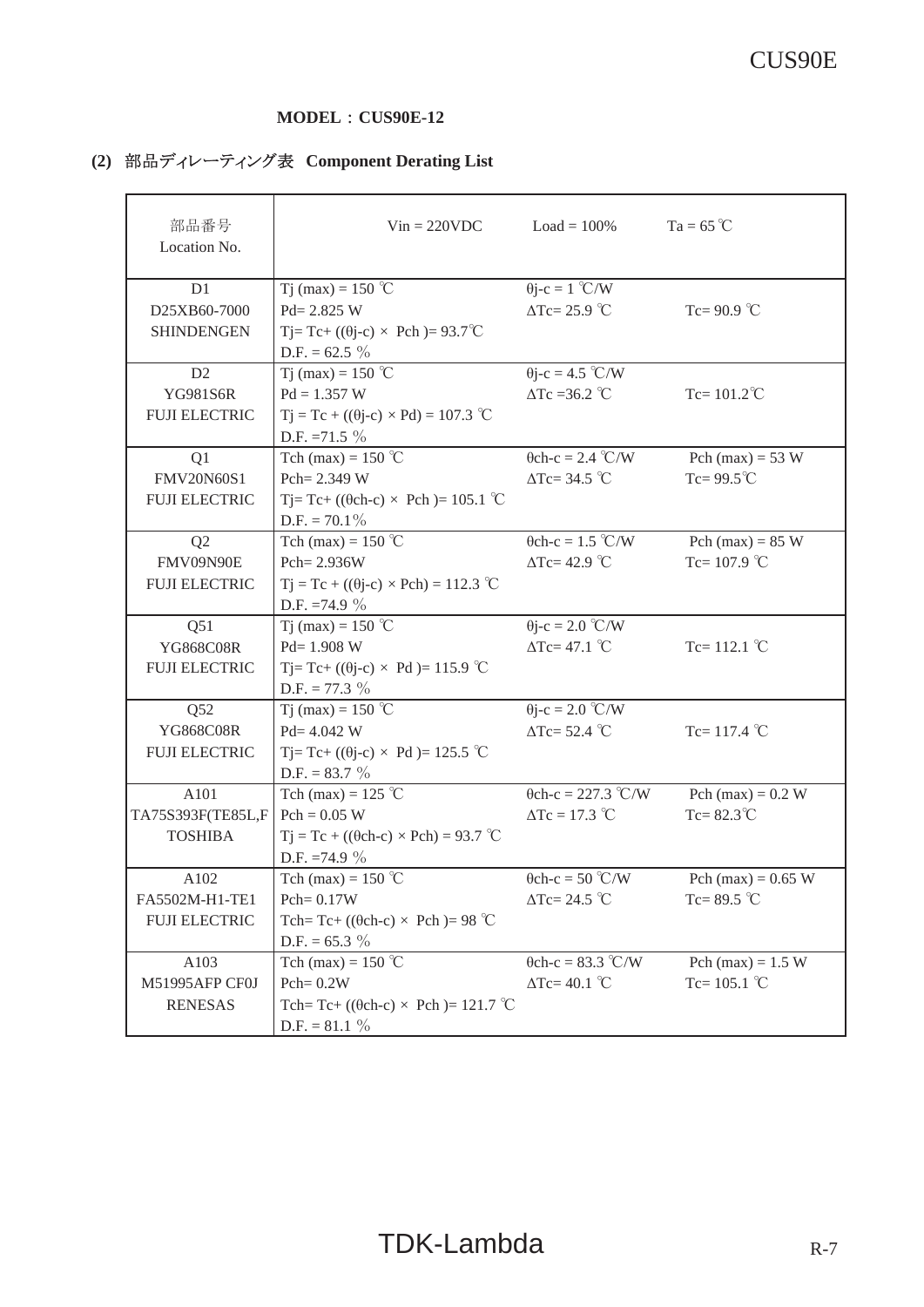**MODEL：CUS90E-12**

## (2) 部品ディレーティング表 Component Derating List

| 部品番号<br>Location No. | Vin = 220VDC | Load = 100% | Ta = 65 ℃ |
|---|---|---|---|
| D1<br>D25XB60-7000<br>SHINDENGEN | Tj (max) = 150 ℃<br>Pd= 2.825 W<br>Tj= Tc+ ((θj-c) × Pch )= 93.7℃<br>D.F. = 62.5 % | θj-c = 1 ℃/W<br>ΔTc= 25.9 ℃ | <br>Tc= 90.9 ℃ |
| D2<br>YG981S6R<br>FUJI ELECTRIC | Tj (max) = 150 ℃<br>Pd = 1.357 W<br>Tj = Tc + ((θj-c) × Pd) = 107.3 ℃<br>D.F. =71.5 % | θj-c = 4.5 ℃/W<br>ΔTc =36.2 ℃ | <br>Tc= 101.2℃ |
| Q1<br>FMV20N60S1<br>FUJI ELECTRIC | Tch (max) = 150 ℃<br>Pch= 2.349 W<br>Tj= Tc+ ((θch-c) × Pch )= 105.1 ℃<br>D.F. = 70.1% | θch-c = 2.4 ℃/W<br>ΔTc= 34.5 ℃ | Pch (max) = 53 W<br>Tc= 99.5℃ |
| Q2<br>FMV09N90E<br>FUJI ELECTRIC | Tch (max) = 150 ℃<br>Pch= 2.936W<br>Tj = Tc + ((θj-c) × Pch) = 112.3 ℃<br>D.F. =74.9 % | θch-c = 1.5 ℃/W<br>ΔTc= 42.9 ℃ | Pch (max) = 85 W<br>Tc= 107.9 ℃ |
| Q51<br>YG868C08R<br>FUJI ELECTRIC | Tj (max) = 150 ℃<br>Pd= 1.908 W<br>Tj= Tc+ ((θj-c) × Pd )= 115.9 ℃<br>D.F. = 77.3 % | θj-c = 2.0 ℃/W<br>ΔTc= 47.1 ℃ | <br>Tc= 112.1 ℃ |
| Q52<br>YG868C08R<br>FUJI ELECTRIC | Tj (max) = 150 ℃<br>Pd= 4.042 W<br>Tj= Tc+ ((θj-c) × Pd )= 125.5 ℃<br>D.F. = 83.7 % | θj-c = 2.0 ℃/W<br>ΔTc= 52.4 ℃ | <br>Tc= 117.4 ℃ |
| A101<br>TA75S393F(TE85L,F<br>TOSHIBA | Tch (max) = 125 ℃<br>Pch = 0.05 W<br>Tj = Tc + ((θch-c) × Pch) = 93.7 ℃<br>D.F. =74.9 % | θch-c = 227.3 ℃/W<br>ΔTc = 17.3 ℃ | Pch (max) = 0.2 W<br>Tc= 82.3℃ |
| A102<br>FA5502M-H1-TE1<br>FUJI ELECTRIC | Tch (max) = 150 ℃<br>Pch= 0.17W<br>Tch= Tc+ ((θch-c) × Pch )= 98 ℃<br>D.F. = 65.3 % | θch-c = 50 ℃/W<br>ΔTc= 24.5 ℃ | Pch (max) = 0.65 W<br>Tc= 89.5 ℃ |
| A103<br>M51995AFP CF0J<br>RENESAS | Tch (max) = 150 ℃<br>Pch= 0.2W<br>Tch= Tc+ ((θch-c) × Pch )= 121.7 ℃<br>D.F. = 81.1 % | θch-c = 83.3 ℃/W<br>ΔTc= 40.1 ℃ | Pch (max) = 1.5 W<br>Tc= 105.1 ℃ |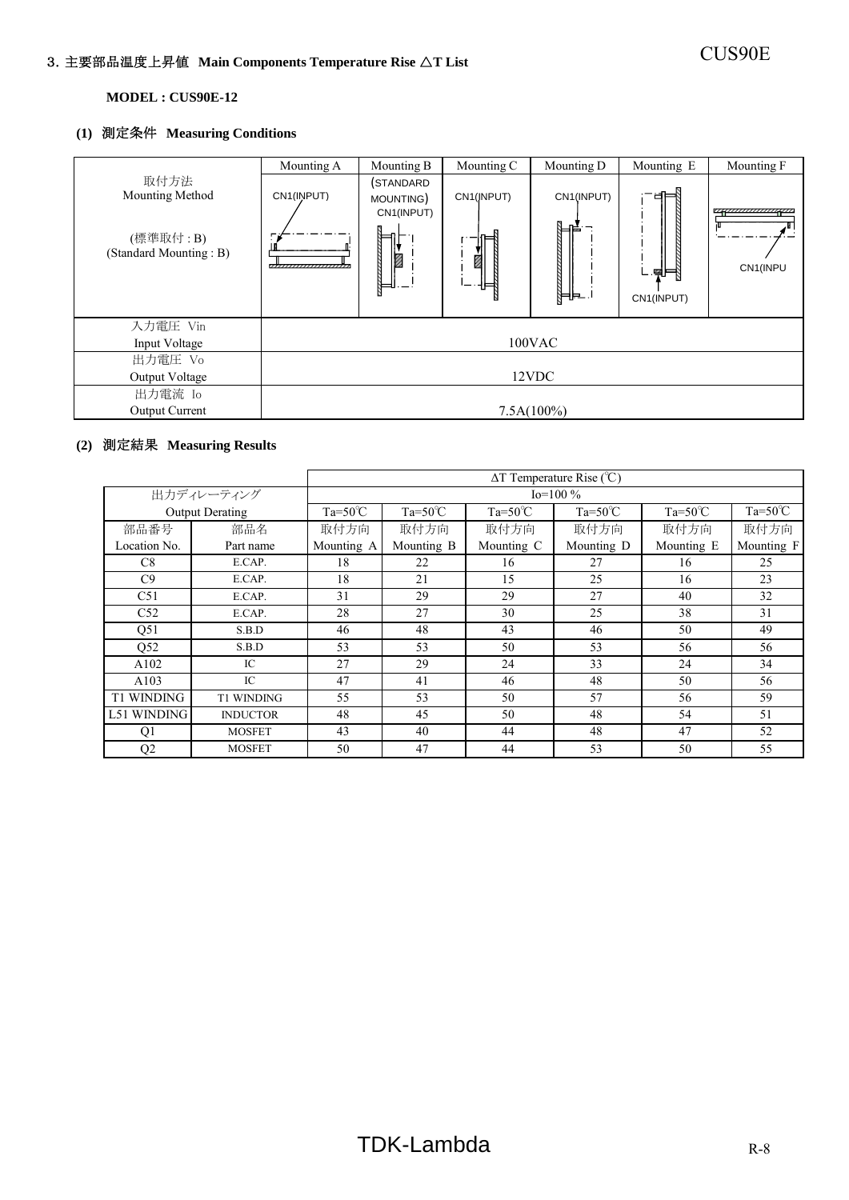## 3. 主要部品温度上昇値 Main Components Temperature Rise △T List

**MODEL : CUS90E-12**

### (1) 測定条件 Measuring Conditions

| | Mounting A | Mounting B | Mounting C | Mounting D | Mounting E | Mounting F |
|---|---|---|---|---|---|---|
| 取付方法<br>Mounting Method<br><br>(標準取付 : B)<br>(Standard Mounting : B) | CN1(INPUT) | (STANDARD MOUNTING)<br>CN1(INPUT) | CN1(INPUT) | CN1(INPUT) | CN1(INPUT) | CN1(INPU |
| 入力電圧 Vin<br>Input Voltage | 100VAC | | | | | |
| 出力電圧 Vo<br>Output Voltage | 12VDC | | | | | |
| 出力電流 Io<br>Output Current | 7.5A(100%) | | | | | |

### (2) 測定結果 Measuring Results

| | | ΔT Temperature Rise (℃) | | | | | |
|---|---|---|---|---|---|---|---|
| 出力ディレーティング | | Io=100 % | | | | | |
| Output Derating | | Ta=50℃ | Ta=50℃ | Ta=50℃ | Ta=50℃ | Ta=50℃ | Ta=50℃ |
| 部品番号<br>Location No. | 部品名<br>Part name | 取付方向<br>Mounting A | 取付方向<br>Mounting B | 取付方向<br>Mounting C | 取付方向<br>Mounting D | 取付方向<br>Mounting E | 取付方向<br>Mounting F |
| C8 | E.CAP. | 18 | 22 | 16 | 27 | 16 | 25 |
| C9 | E.CAP. | 18 | 21 | 15 | 25 | 16 | 23 |
| C51 | E.CAP. | 31 | 29 | 29 | 27 | 40 | 32 |
| C52 | E.CAP. | 28 | 27 | 30 | 25 | 38 | 31 |
| Q51 | S.B.D | 46 | 48 | 43 | 46 | 50 | 49 |
| Q52 | S.B.D | 53 | 53 | 50 | 53 | 56 | 56 |
| A102 | IC | 27 | 29 | 24 | 33 | 24 | 34 |
| A103 | IC | 47 | 41 | 46 | 48 | 50 | 56 |
| T1 WINDING | T1 WINDING | 55 | 53 | 50 | 57 | 56 | 59 |
| L51 WINDING | INDUCTOR | 48 | 45 | 50 | 48 | 54 | 51 |
| Q1 | MOSFET | 43 | 40 | 44 | 48 | 47 | 52 |
| Q2 | MOSFET | 50 | 47 | 44 | 53 | 50 | 55 |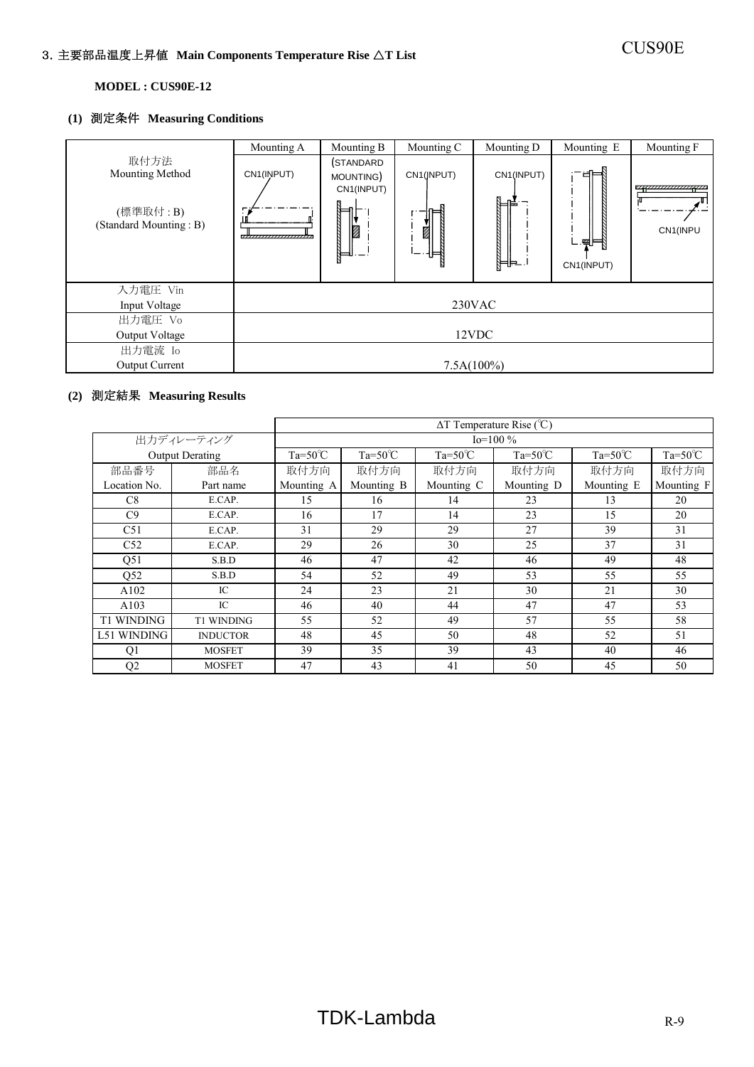## 3. 主要部品温度上昇値 Main Components Temperature Rise △T List

**MODEL : CUS90E-12**

### (1) 測定条件 Measuring Conditions

| | Mounting A | Mounting B | Mounting C | Mounting D | Mounting E | Mounting F |
|---|---|---|---|---|---|---|
| 取付方法<br>Mounting Method<br><br>(標準取付 : B)<br>(Standard Mounting : B) | CN1(INPUT) | (STANDARD MOUNTING)<br>CN1(INPUT) | CN1(INPUT) | CN1(INPUT) | CN1(INPUT) | CN1(INPU |
| 入力電圧 Vin<br>Input Voltage | 230VAC | | | | | |
| 出力電圧 Vo<br>Output Voltage | 12VDC | | | | | |
| 出力電流 Io<br>Output Current | 7.5A(100%) | | | | | |

### (2) 測定結果 Measuring Results

| | | ΔT Temperature Rise (℃) | | | | | |
|---|---|---|---|---|---|---|---|
| 出力ディレーティング<br>Output Derating | | Io=100 % | | | | | |
| | | Ta=50℃ | Ta=50℃ | Ta=50℃ | Ta=50℃ | Ta=50℃ | Ta=50℃ |
| 部品番号<br>Location No. | 部品名<br>Part name | 取付方向<br>Mounting A | 取付方向<br>Mounting B | 取付方向<br>Mounting C | 取付方向<br>Mounting D | 取付方向<br>Mounting E | 取付方向<br>Mounting F |
| C8 | E.CAP. | 15 | 16 | 14 | 23 | 13 | 20 |
| C9 | E.CAP. | 16 | 17 | 14 | 23 | 15 | 20 |
| C51 | E.CAP. | 31 | 29 | 29 | 27 | 39 | 31 |
| C52 | E.CAP. | 29 | 26 | 30 | 25 | 37 | 31 |
| Q51 | S.B.D | 46 | 47 | 42 | 46 | 49 | 48 |
| Q52 | S.B.D | 54 | 52 | 49 | 53 | 55 | 55 |
| A102 | IC | 24 | 23 | 21 | 30 | 21 | 30 |
| A103 | IC | 46 | 40 | 44 | 47 | 47 | 53 |
| T1 WINDING | T1 WINDING | 55 | 52 | 49 | 57 | 55 | 58 |
| L51 WINDING | INDUCTOR | 48 | 45 | 50 | 48 | 52 | 51 |
| Q1 | MOSFET | 39 | 35 | 39 | 43 | 40 | 46 |
| Q2 | MOSFET | 47 | 43 | 41 | 50 | 45 | 50 |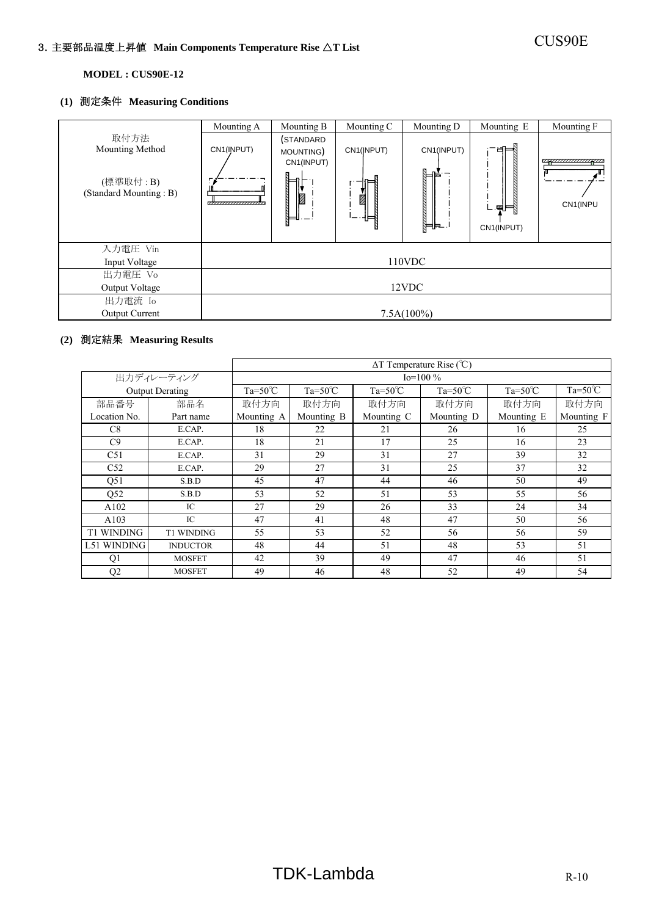## 3. 主要部品温度上昇値 Main Components Temperature Rise △T List

**MODEL : CUS90E-12**

### (1) 測定条件 Measuring Conditions

| | Mounting A | Mounting B | Mounting C | Mounting D | Mounting E | Mounting F |
|---|---|---|---|---|---|---|
| 取付方法<br>Mounting Method<br><br>(標準取付 : B)<br>(Standard Mounting : B) | CN1(INPUT) | (STANDARD MOUNTING)<br>CN1(INPUT) | CN1(INPUT) | CN1(INPUT) | CN1(INPUT) | CN1(INPU |
| 入力電圧 Vin<br>Input Voltage | 110VDC | | | | | |
| 出力電圧 Vo<br>Output Voltage | 12VDC | | | | | |
| 出力電流 Io<br>Output Current | 7.5A(100%) | | | | | |

### (2) 測定結果 Measuring Results

| | | ΔT Temperature Rise (℃) | | | | | |
|---|---|---|---|---|---|---|---|
| 出力ディレーティング | | Io=100 % | | | | | |
| Output Derating | | Ta=50℃ | Ta=50℃ | Ta=50℃ | Ta=50℃ | Ta=50℃ | Ta=50℃ |
| 部品番号<br>Location No. | 部品名<br>Part name | 取付方向<br>Mounting A | 取付方向<br>Mounting B | 取付方向<br>Mounting C | 取付方向<br>Mounting D | 取付方向<br>Mounting E | 取付方向<br>Mounting F |
| C8 | E.CAP. | 18 | 22 | 21 | 26 | 16 | 25 |
| C9 | E.CAP. | 18 | 21 | 17 | 25 | 16 | 23 |
| C51 | E.CAP. | 31 | 29 | 31 | 27 | 39 | 32 |
| C52 | E.CAP. | 29 | 27 | 31 | 25 | 37 | 32 |
| Q51 | S.B.D | 45 | 47 | 44 | 46 | 50 | 49 |
| Q52 | S.B.D | 53 | 52 | 51 | 53 | 55 | 56 |
| A102 | IC | 27 | 29 | 26 | 33 | 24 | 34 |
| A103 | IC | 47 | 41 | 48 | 47 | 50 | 56 |
| T1 WINDING | T1 WINDING | 55 | 53 | 52 | 56 | 56 | 59 |
| L51 WINDING | INDUCTOR | 48 | 44 | 51 | 48 | 53 | 51 |
| Q1 | MOSFET | 42 | 39 | 49 | 47 | 46 | 51 |
| Q2 | MOSFET | 49 | 46 | 48 | 52 | 49 | 54 |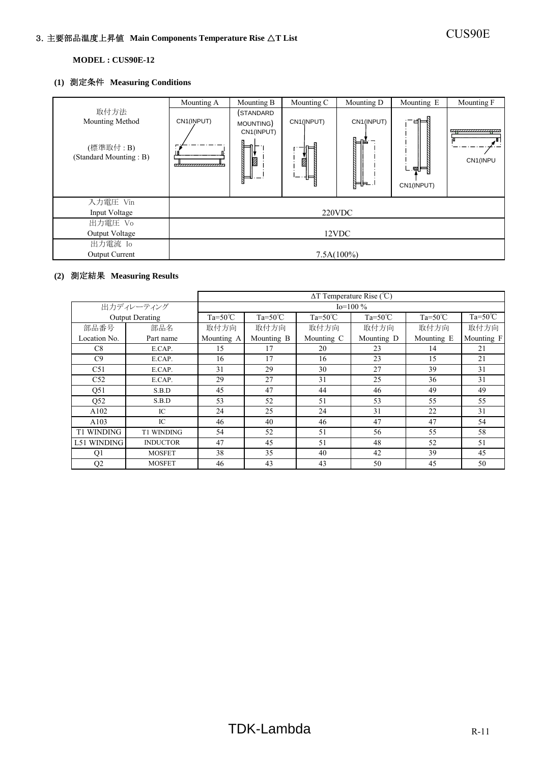## 3. 主要部品温度上昇値 Main Components Temperature Rise △T List

**MODEL : CUS90E-12**

### (1) 測定条件 Measuring Conditions

| | Mounting A | Mounting B | Mounting C | Mounting D | Mounting E | Mounting F |
|---|---|---|---|---|---|---|
| 取付方法<br>Mounting Method<br><br>(標準取付 : B)<br>(Standard Mounting : B) | CN1(INPUT) | (STANDARD MOUNTING)<br>CN1(INPUT) | CN1(INPUT) | CN1(INPUT) | CN1(INPUT) | CN1(INPU |
| 入力電圧 Vin<br>Input Voltage | 220VDC | | | | | |
| 出力電圧 Vo<br>Output Voltage | 12VDC | | | | | |
| 出力電流 Io<br>Output Current | 7.5A(100%) | | | | | |

### (2) 測定結果 Measuring Results

| | | ΔT Temperature Rise (℃) | | | | | |
|---|---|---|---|---|---|---|---|
| 出力ディレーティング<br>Output Derating | | Io=100 % | | | | | |
| | | Ta=50℃ | Ta=50℃ | Ta=50℃ | Ta=50℃ | Ta=50℃ | Ta=50℃ |
| 部品番号<br>Location No. | 部品名<br>Part name | 取付方向<br>Mounting A | 取付方向<br>Mounting B | 取付方向<br>Mounting C | 取付方向<br>Mounting D | 取付方向<br>Mounting E | 取付方向<br>Mounting F |
| C8 | E.CAP. | 15 | 17 | 20 | 23 | 14 | 21 |
| C9 | E.CAP. | 16 | 17 | 16 | 23 | 15 | 21 |
| C51 | E.CAP. | 31 | 29 | 30 | 27 | 39 | 31 |
| C52 | E.CAP. | 29 | 27 | 31 | 25 | 36 | 31 |
| Q51 | S.B.D | 45 | 47 | 44 | 46 | 49 | 49 |
| Q52 | S.B.D | 53 | 52 | 51 | 53 | 55 | 55 |
| A102 | IC | 24 | 25 | 24 | 31 | 22 | 31 |
| A103 | IC | 46 | 40 | 46 | 47 | 47 | 54 |
| T1 WINDING | T1 WINDING | 54 | 52 | 51 | 56 | 55 | 58 |
| L51 WINDING | INDUCTOR | 47 | 45 | 51 | 48 | 52 | 51 |
| Q1 | MOSFET | 38 | 35 | 40 | 42 | 39 | 45 |
| Q2 | MOSFET | 46 | 43 | 43 | 50 | 45 | 50 |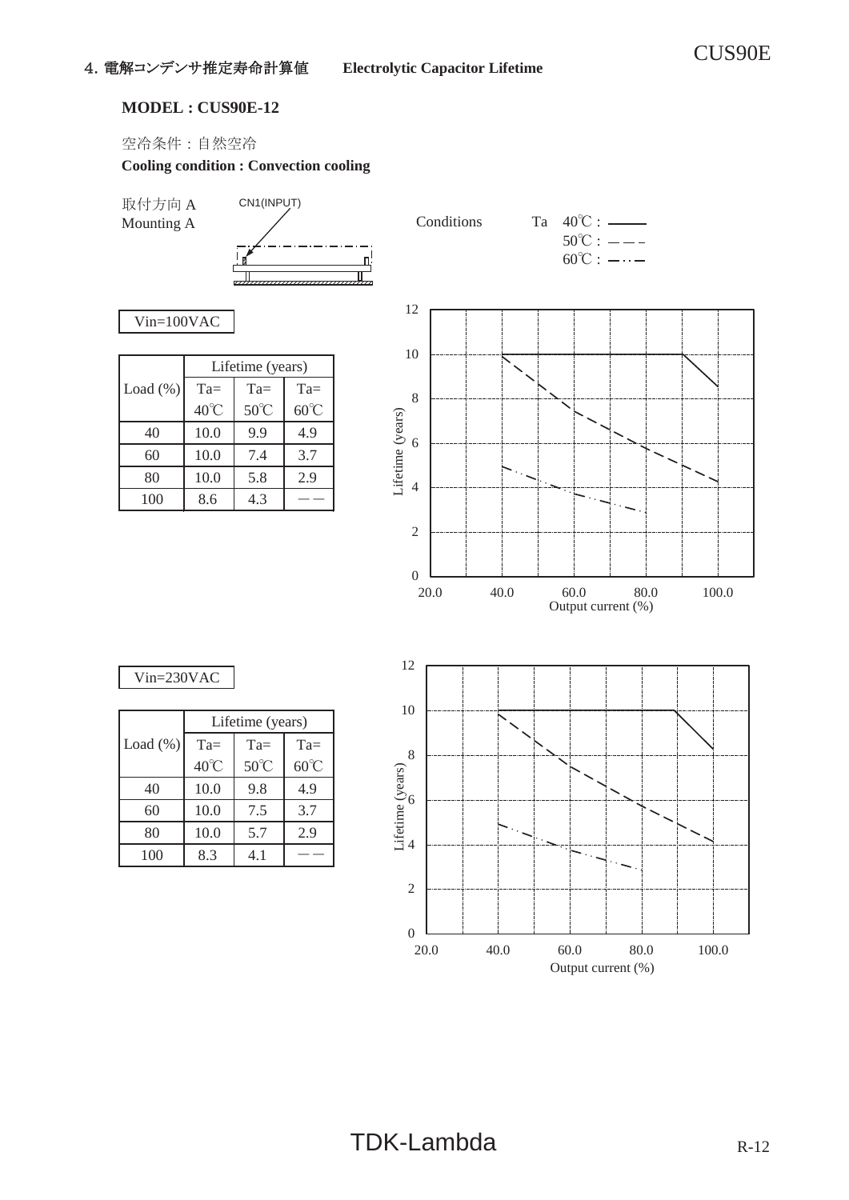## 4. 電解コンデンサ推定寿命計算値　Electrolytic Capacitor Lifetime

**MODEL : CUS90E-12**

空冷条件：自然空冷

**Cooling condition : Convection cooling**

取付方向 A
Mounting A

CN1(INPUT)

Conditions　Ta　40℃ : ———
50℃ : – – –
60℃ : —··—

Vin=100VAC

| Load (%) | Lifetime (years) | | |
|---|---|---|---|
| | Ta= 40℃ | Ta= 50℃ | Ta= 60℃ |
| 40 | 10.0 | 9.9 | 4.9 |
| 60 | 10.0 | 7.4 | 3.7 |
| 80 | 10.0 | 5.8 | 2.9 |
| 100 | 8.6 | 4.3 | —— |

Lifetime (years)

Output current (%)

Vin=230VAC

| Load (%) | Lifetime (years) | | |
|---|---|---|---|
| | Ta= 40℃ | Ta= 50℃ | Ta= 60℃ |
| 40 | 10.0 | 9.8 | 4.9 |
| 60 | 10.0 | 7.5 | 3.7 |
| 80 | 10.0 | 5.7 | 2.9 |
| 100 | 8.3 | 4.1 | —— |

Lifetime (years)

Output current (%)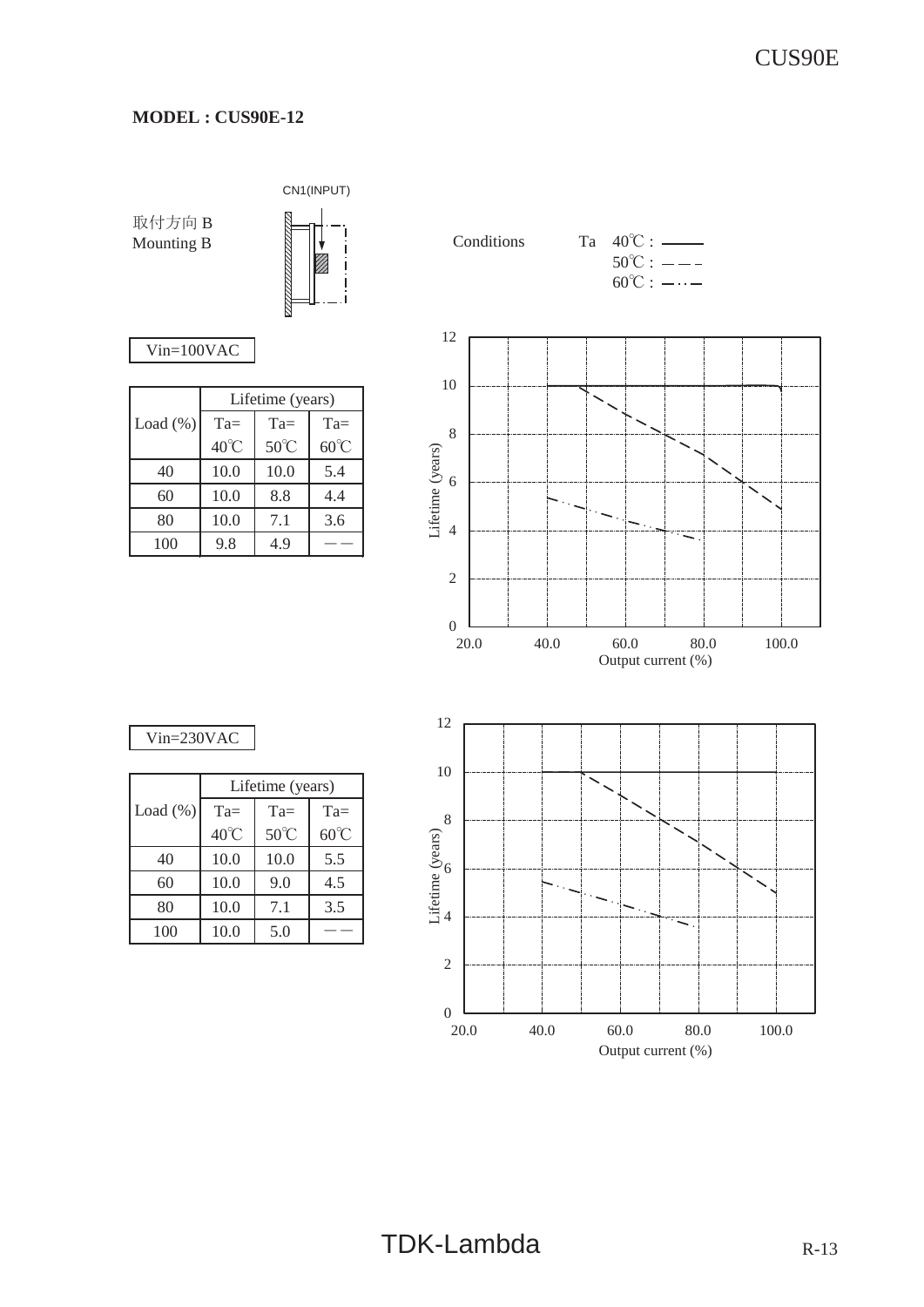**MODEL : CUS90E-12**

CN1(INPUT)

取付方向 B
Mounting B

Conditions Ta 40℃ : ——— 50℃ : — — — 60℃ : —··—

Vin=100VAC

| Load (%) | Lifetime (years) | | |
|---|---|---|---|
| | Ta= 40℃ | Ta= 50℃ | Ta= 60℃ |
| 40 | 10.0 | 10.0 | 5.4 |
| 60 | 10.0 | 8.8 | 4.4 |
| 80 | 10.0 | 7.1 | 3.6 |
| 100 | 9.8 | 4.9 | ―― |

Lifetime (years)

Output current (%)

Vin=230VAC

| Load (%) | Lifetime (years) | | |
|---|---|---|---|
| | Ta= 40℃ | Ta= 50℃ | Ta= 60℃ |
| 40 | 10.0 | 10.0 | 5.5 |
| 60 | 10.0 | 9.0 | 4.5 |
| 80 | 10.0 | 7.1 | 3.5 |
| 100 | 10.0 | 5.0 | ―― |

Lifetime (years)

Output current (%)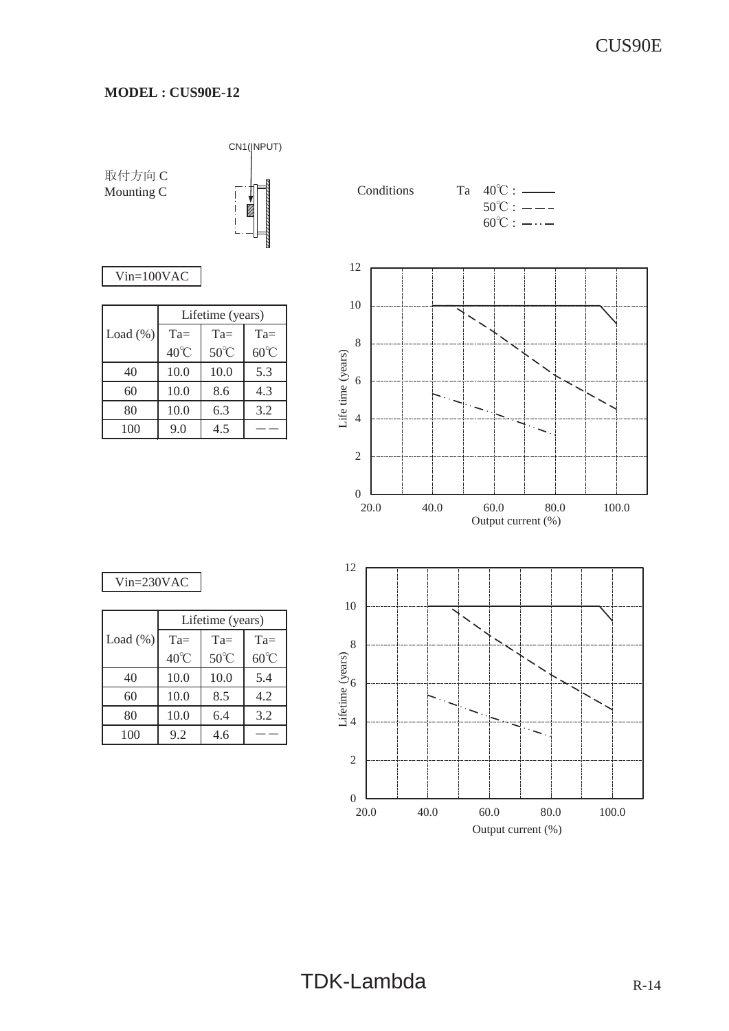**MODEL : CUS90E-12**

取付方向 C
Mounting C

CN1(INPUT)

Conditions Ta 40℃ : ——— 50℃ : — — — 60℃ : —··—

Vin=100VAC

| Load (%) | Lifetime (years) | | |
|---|---|---|---|
| | Ta= 40℃ | Ta= 50℃ | Ta= 60℃ |
| 40 | 10.0 | 10.0 | 5.3 |
| 60 | 10.0 | 8.6 | 4.3 |
| 80 | 10.0 | 6.3 | 3.2 |
| 100 | 9.0 | 4.5 | —— |

Vin=230VAC

| Load (%) | Lifetime (years) | | |
|---|---|---|---|
| | Ta= 40℃ | Ta= 50℃ | Ta= 60℃ |
| 40 | 10.0 | 10.0 | 5.4 |
| 60 | 10.0 | 8.5 | 4.2 |
| 80 | 10.0 | 6.4 | 3.2 |
| 100 | 9.2 | 4.6 | —— |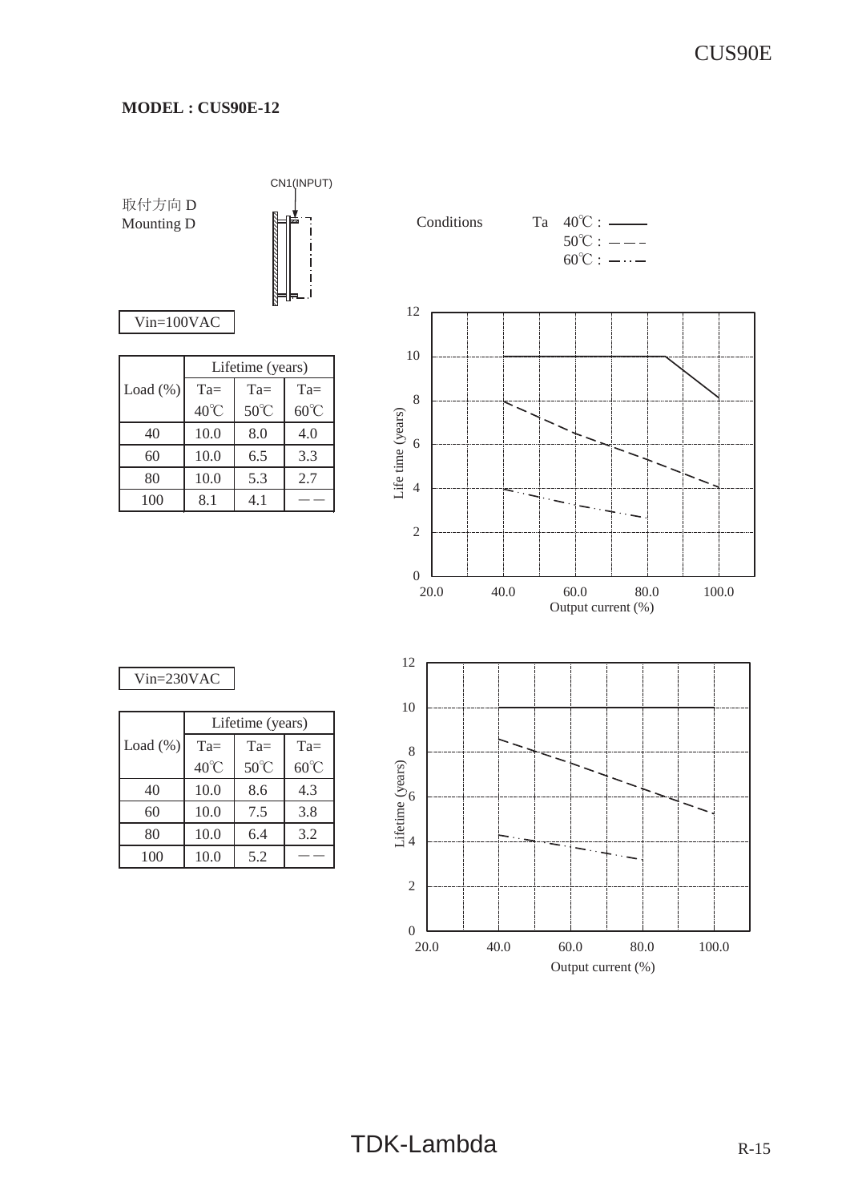**MODEL : CUS90E-12**

取付方向 D
Mounting D

CN1(INPUT)

Vin=100VAC

| Load (%) | Lifetime (years) | | |
|---|---|---|---|
| | Ta= 40℃ | Ta= 50℃ | Ta= 60℃ |
| 40 | 10.0 | 8.0 | 4.0 |
| 60 | 10.0 | 6.5 | 3.3 |
| 80 | 10.0 | 5.3 | 2.7 |
| 100 | 8.1 | 4.1 | ―― |

Conditions Ta 40℃ : ——— 50℃ : — — — 60℃ : —··—

Life time (years)

Output current (%)

Vin=230VAC

| Load (%) | Lifetime (years) | | |
|---|---|---|---|
| | Ta= 40℃ | Ta= 50℃ | Ta= 60℃ |
| 40 | 10.0 | 8.6 | 4.3 |
| 60 | 10.0 | 7.5 | 3.8 |
| 80 | 10.0 | 6.4 | 3.2 |
| 100 | 10.0 | 5.2 | ―― |

Lifetime (years)

Output current (%)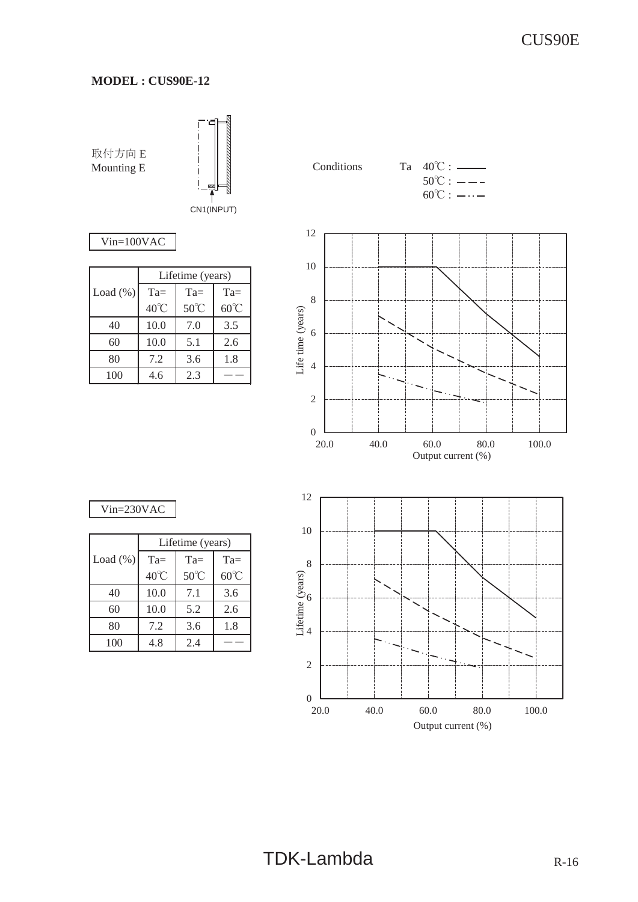**MODEL : CUS90E-12**

取付方向 E
Mounting E

CN1(INPUT)

Conditions Ta 40℃ : ——— 50℃ : — — — 60℃ : —··—

Vin=100VAC

| Load (%) | Lifetime (years) | | |
|---|---|---|---|
| | Ta= 40℃ | Ta= 50℃ | Ta= 60℃ |
| 40 | 10.0 | 7.0 | 3.5 |
| 60 | 10.0 | 5.1 | 2.6 |
| 80 | 7.2 | 3.6 | 1.8 |
| 100 | 4.6 | 2.3 | —— |

Vin=230VAC

| Load (%) | Lifetime (years) | | |
|---|---|---|---|
| | Ta= 40℃ | Ta= 50℃ | Ta= 60℃ |
| 40 | 10.0 | 7.1 | 3.6 |
| 60 | 10.0 | 5.2 | 2.6 |
| 80 | 7.2 | 3.6 | 1.8 |
| 100 | 4.8 | 2.4 | —— |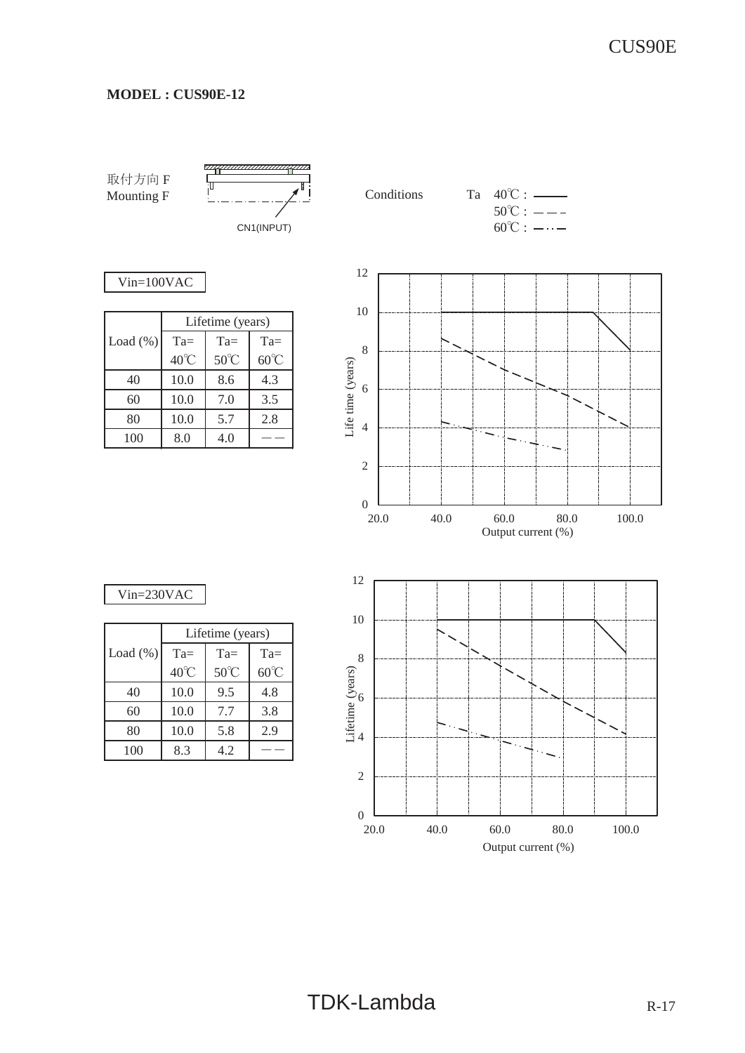**MODEL : CUS90E-12**

取付方向 F
Mounting F

CN1(INPUT)

Conditions Ta 40℃ : ——— 50℃ : — — — 60℃ : —··—

Vin=100VAC

| Load (%) | Lifetime (years) | | |
|---|---|---|---|
| | Ta= 40℃ | Ta= 50℃ | Ta= 60℃ |
| 40 | 10.0 | 8.6 | 4.3 |
| 60 | 10.0 | 7.0 | 3.5 |
| 80 | 10.0 | 5.7 | 2.8 |
| 100 | 8.0 | 4.0 | —— |

Vin=230VAC

| Load (%) | Lifetime (years) | | |
|---|---|---|---|
| | Ta= 40℃ | Ta= 50℃ | Ta= 60℃ |
| 40 | 10.0 | 9.5 | 4.8 |
| 60 | 10.0 | 7.7 | 3.8 |
| 80 | 10.0 | 5.8 | 2.9 |
| 100 | 8.3 | 4.2 | —— |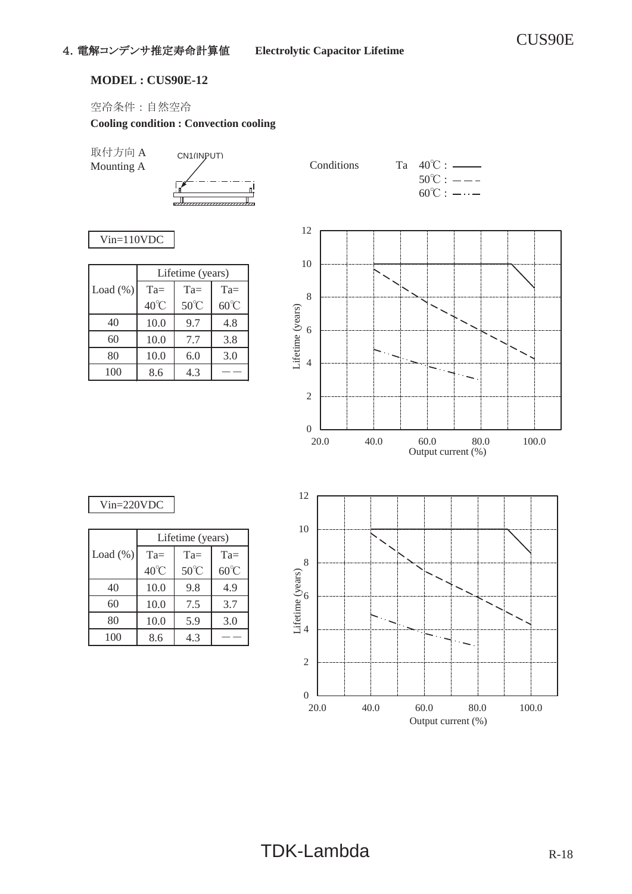## 4. 電解コンデンサ推定寿命計算値　Electrolytic Capacitor Lifetime

**MODEL : CUS90E-12**

空冷条件：自然空冷
**Cooling condition : Convection cooling**

取付方向 A
Mounting A

CN1(INPUT)

Conditions　Ta　40℃ : ―――　50℃ : — — —　60℃ : —··—

Vin=110VDC

| Load (%) | Lifetime (years) | | |
|---|---|---|---|
| | Ta=40℃ | Ta=50℃ | Ta=60℃ |
| 40 | 10.0 | 9.7 | 4.8 |
| 60 | 10.0 | 7.7 | 3.8 |
| 80 | 10.0 | 6.0 | 3.0 |
| 100 | 8.6 | 4.3 | ―― |

Vin=220VDC

| Load (%) | Lifetime (years) | | |
|---|---|---|---|
| | Ta=40℃ | Ta=50℃ | Ta=60℃ |
| 40 | 10.0 | 9.8 | 4.9 |
| 60 | 10.0 | 7.5 | 3.7 |
| 80 | 10.0 | 5.9 | 3.0 |
| 100 | 8.6 | 4.3 | ―― |

Lifetime (years)

Output current (%)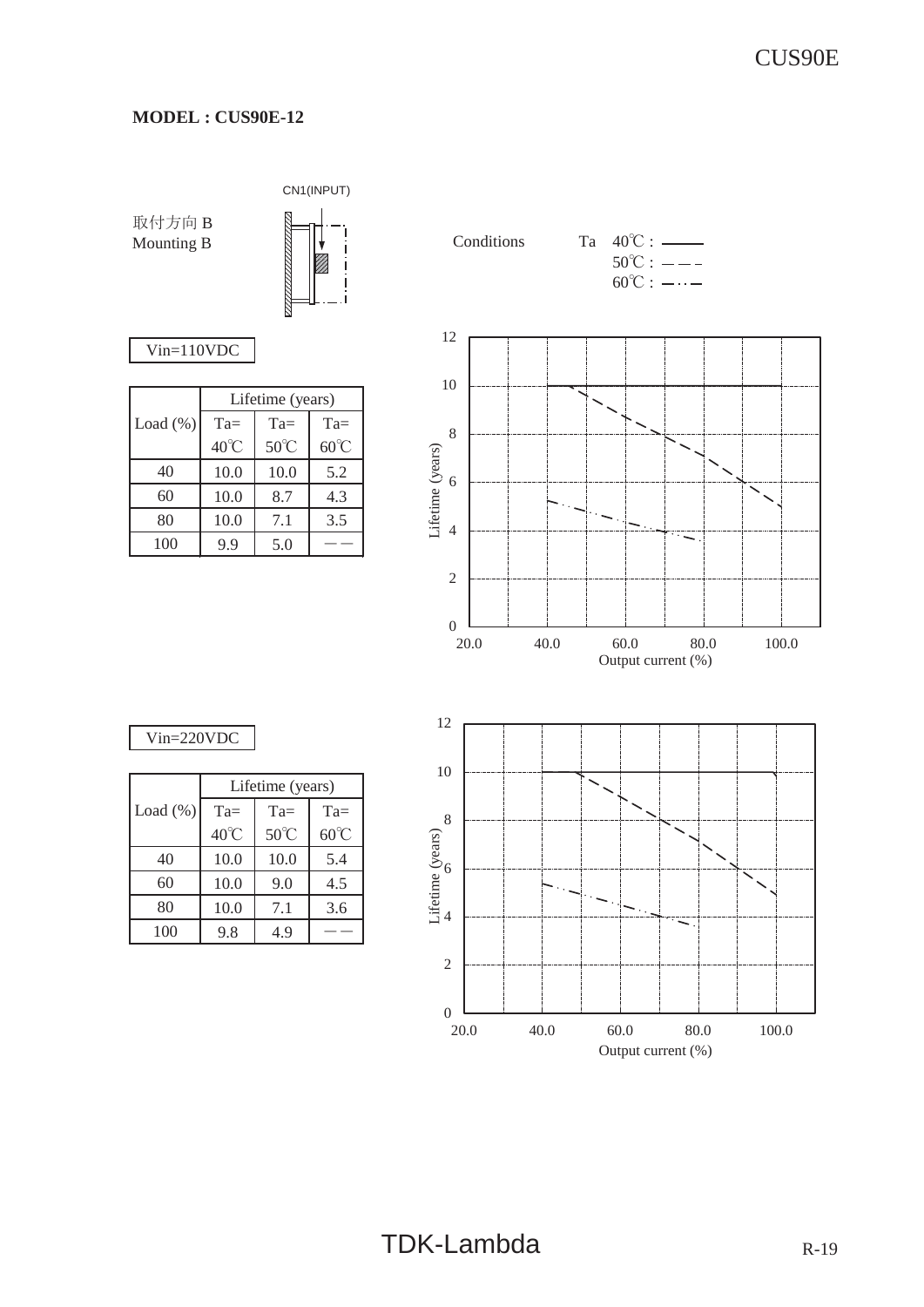**MODEL : CUS90E-12**

CN1(INPUT)

取付方向 B
Mounting B

Conditions Ta 40℃ : ——— 50℃ : — — — 60℃ : —···—

Vin=110VDC

| Load (%) | Lifetime (years) | | |
|---|---|---|---|
| | Ta= 40℃ | Ta= 50℃ | Ta= 60℃ |
| 40 | 10.0 | 10.0 | 5.2 |
| 60 | 10.0 | 8.7 | 4.3 |
| 80 | 10.0 | 7.1 | 3.5 |
| 100 | 9.9 | 5.0 | ―― |

Lifetime (years)
Output current (%)

Vin=220VDC

| Load (%) | Lifetime (years) | | |
|---|---|---|---|
| | Ta= 40℃ | Ta= 50℃ | Ta= 60℃ |
| 40 | 10.0 | 10.0 | 5.4 |
| 60 | 10.0 | 9.0 | 4.5 |
| 80 | 10.0 | 7.1 | 3.6 |
| 100 | 9.8 | 4.9 | ―― |

Lifetime (years)
Output current (%)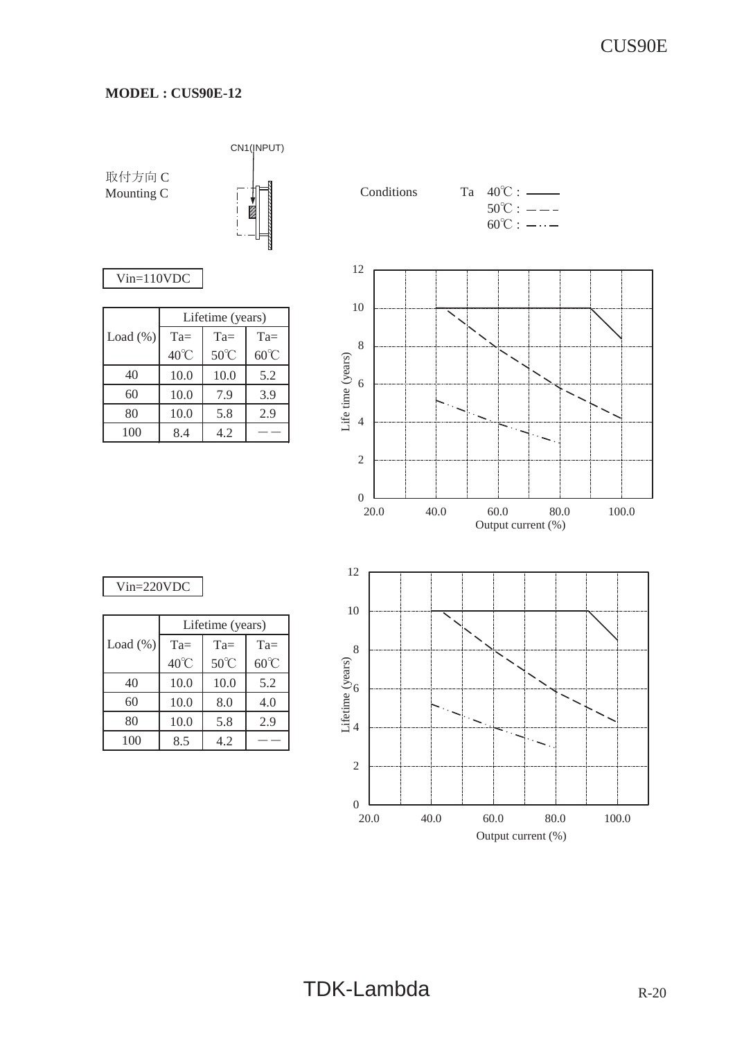**MODEL : CUS90E-12**

取付方向 C
Mounting C

CN1(INPUT)

Conditions　Ta　40℃ : ———
50℃ : — — —
60℃ : —··—

Vin=110VDC

| Load (%) | Lifetime (years) | | |
|---|---|---|---|
| | Ta= 40℃ | Ta= 50℃ | Ta= 60℃ |
| 40 | 10.0 | 10.0 | 5.2 |
| 60 | 10.0 | 7.9 | 3.9 |
| 80 | 10.0 | 5.8 | 2.9 |
| 100 | 8.4 | 4.2 | ―― |

Life time (years)

Output current (%)

Vin=220VDC

| Load (%) | Lifetime (years) | | |
|---|---|---|---|
| | Ta= 40℃ | Ta= 50℃ | Ta= 60℃ |
| 40 | 10.0 | 10.0 | 5.2 |
| 60 | 10.0 | 8.0 | 4.0 |
| 80 | 10.0 | 5.8 | 2.9 |
| 100 | 8.5 | 4.2 | ―― |

Lifetime (years)

Output current (%)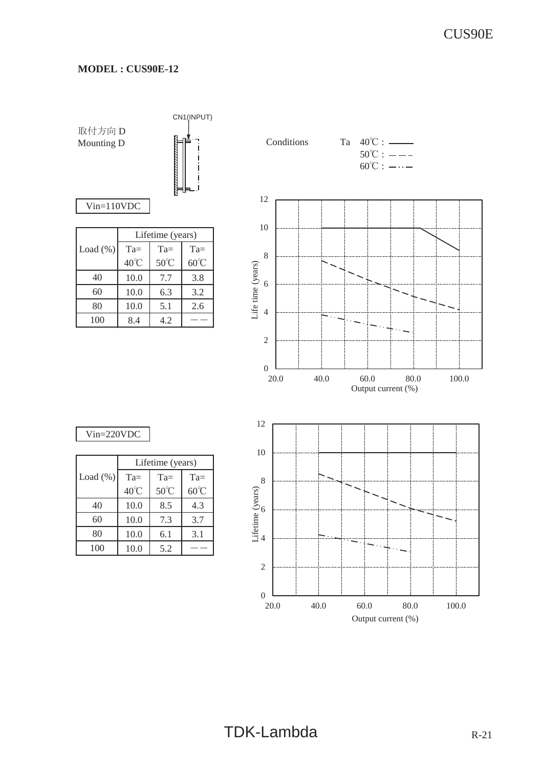**MODEL : CUS90E-12**

取付方向 D
Mounting D

CN1(INPUT)

Conditions Ta 40℃ : ——— 50℃ : — — — 60℃ : —··—

Vin=110VDC

| Load (%) | Lifetime (years) | | |
|---|---|---|---|
| | Ta= 40℃ | Ta= 50℃ | Ta= 60℃ |
| 40 | 10.0 | 7.7 | 3.8 |
| 60 | 10.0 | 6.3 | 3.2 |
| 80 | 10.0 | 5.1 | 2.6 |
| 100 | 8.4 | 4.2 | —— |

Life time (years) / Output current (%)

Vin=220VDC

| Load (%) | Lifetime (years) | | |
|---|---|---|---|
| | Ta= 40℃ | Ta= 50℃ | Ta= 60℃ |
| 40 | 10.0 | 8.5 | 4.3 |
| 60 | 10.0 | 7.3 | 3.7 |
| 80 | 10.0 | 6.1 | 3.1 |
| 100 | 10.0 | 5.2 | —— |

Lifetime (years) / Output current (%)

TDK-Lambda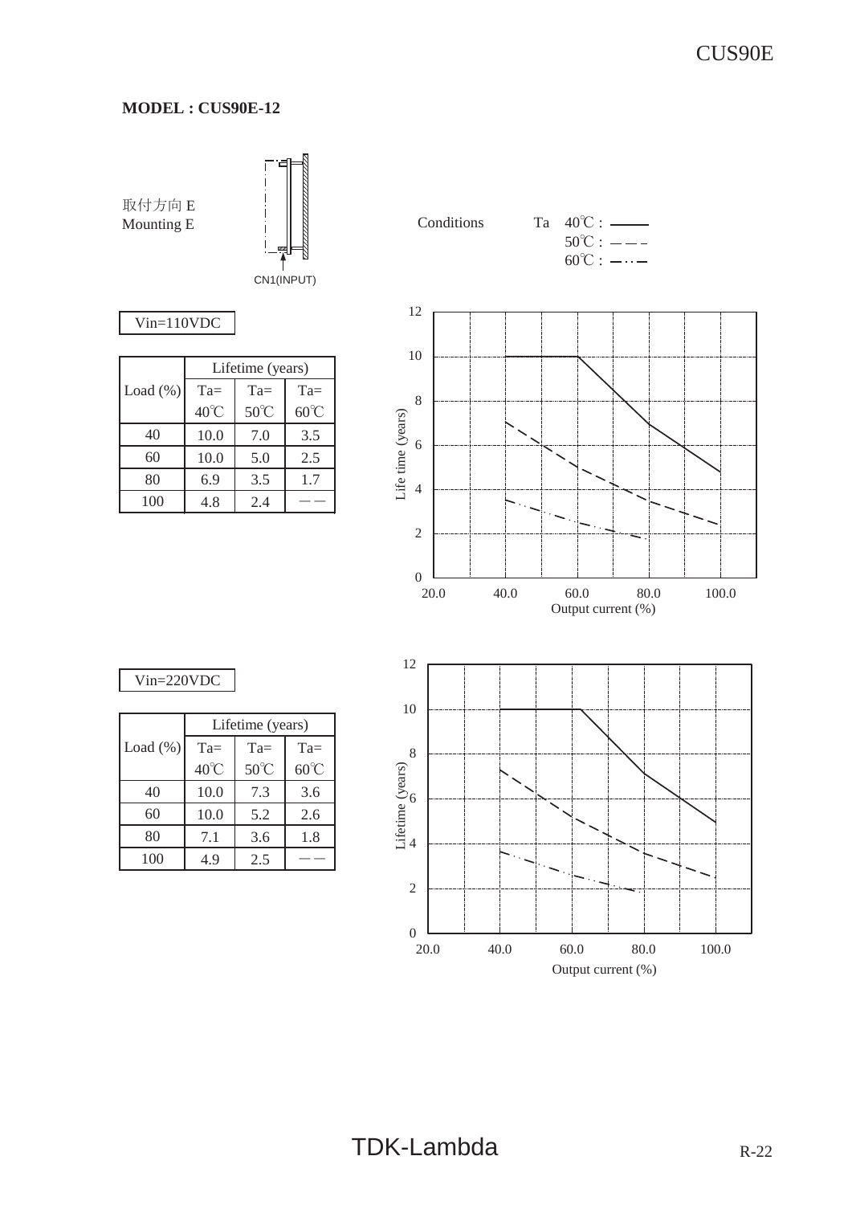**MODEL : CUS90E-12**

取付方向 E
Mounting E

CN1(INPUT)

Conditions Ta 40℃ : ——— 50℃ : — — — 60℃ : —··—

Vin=110VDC

| Load (%) | Lifetime (years) | | |
|---|---|---|---|
| | Ta= 40℃ | Ta= 50℃ | Ta= 60℃ |
| 40 | 10.0 | 7.0 | 3.5 |
| 60 | 10.0 | 5.0 | 2.5 |
| 80 | 6.9 | 3.5 | 1.7 |
| 100 | 4.8 | 2.4 | —— |

Life time (years)

Output current (%)

Vin=220VDC

| Load (%) | Lifetime (years) | | |
|---|---|---|---|
| | Ta= 40℃ | Ta= 50℃ | Ta= 60℃ |
| 40 | 10.0 | 7.3 | 3.6 |
| 60 | 10.0 | 5.2 | 2.6 |
| 80 | 7.1 | 3.6 | 1.8 |
| 100 | 4.9 | 2.5 | —— |

Lifetime (years)

Output current (%)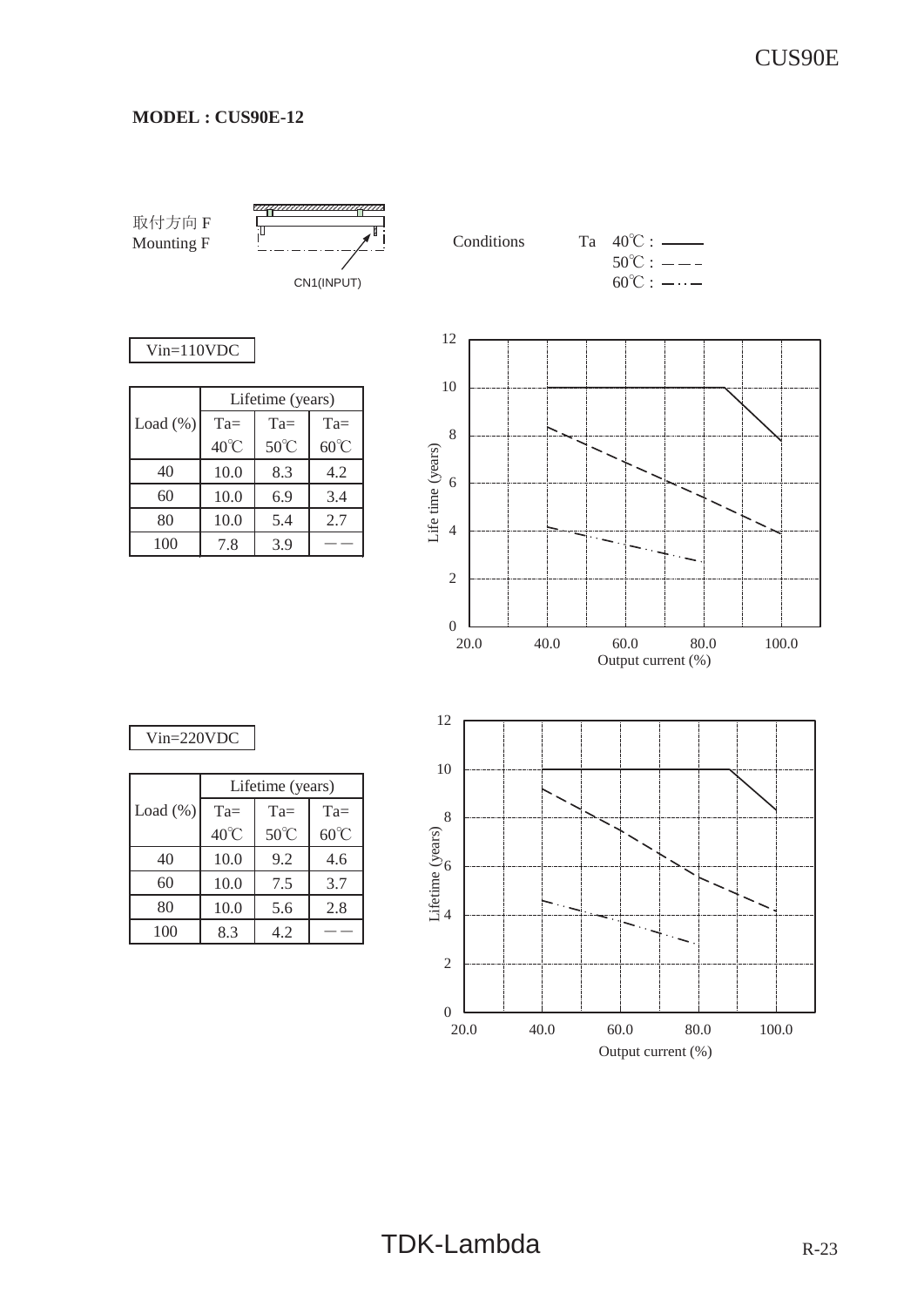**MODEL : CUS90E-12**

取付方向 F
Mounting F

CN1(INPUT)

Conditions Ta 40℃ : ——— 50℃ : — — — 60℃ : —··—

Vin=110VDC

| Load (%) | Lifetime (years) | | |
|---|---|---|---|
| | Ta= 40℃ | Ta= 50℃ | Ta= 60℃ |
| 40 | 10.0 | 8.3 | 4.2 |
| 60 | 10.0 | 6.9 | 3.4 |
| 80 | 10.0 | 5.4 | 2.7 |
| 100 | 7.8 | 3.9 | —— |

Life time (years)

Output current (%)

Vin=220VDC

| Load (%) | Lifetime (years) | | |
|---|---|---|---|
| | Ta= 40℃ | Ta= 50℃ | Ta= 60℃ |
| 40 | 10.0 | 9.2 | 4.6 |
| 60 | 10.0 | 7.5 | 3.7 |
| 80 | 10.0 | 5.6 | 2.8 |
| 100 | 8.3 | 4.2 | —— |

Lifetime (years)

Output current (%)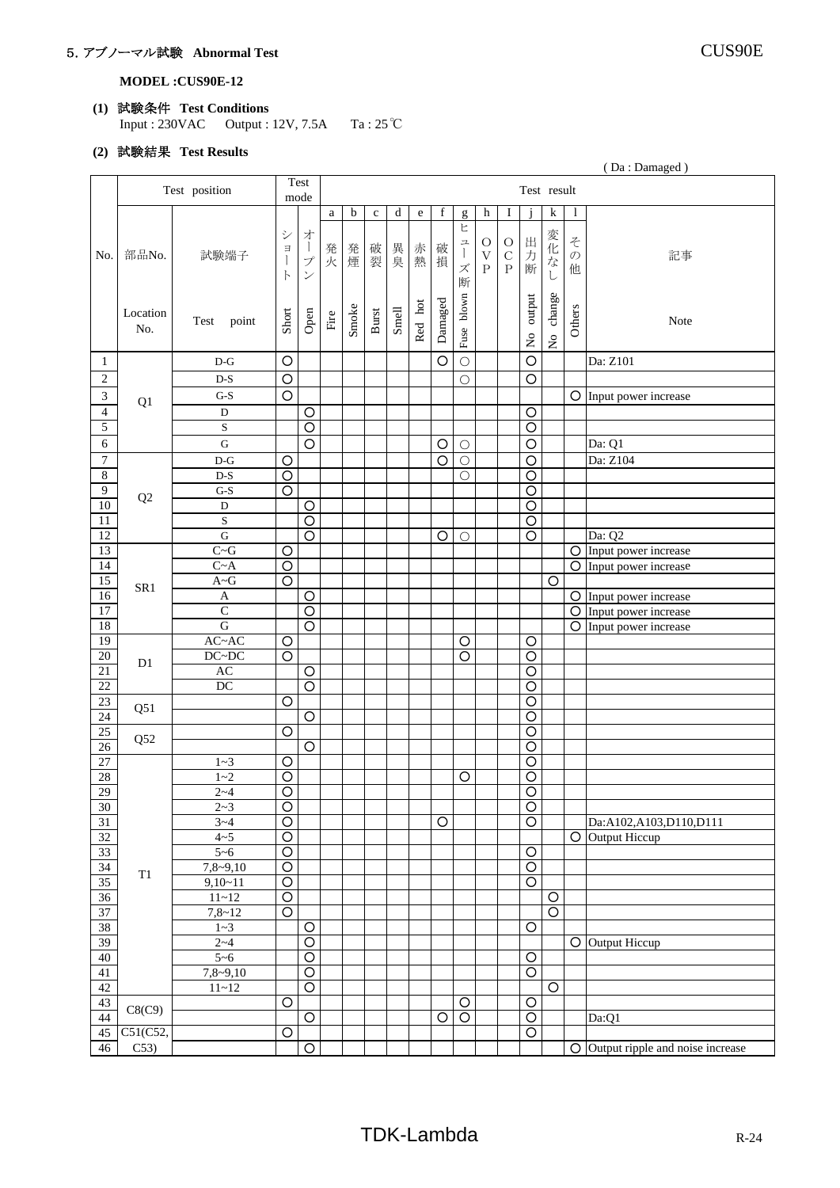## 5. アブノーマル試験 Abnormal Test

**MODEL :CUS90E-12**

**(1) 試験条件 Test Conditions**

Input : 230VAC Output : 12V, 7.5A Ta : 25℃

**(2) 試験結果 Test Results**

( Da : Damaged )

| No. | 部品No. Location No. | 試験端子 Test point | ショート Short | オープン Open | a 発火 Fire | b 発煙 Smoke | c 破裂 Burst | d 異臭 Smell | e 赤熱 Red hot | f 破損 Damaged | g ヒューズ断 Fuse blown | h OVP | I OCP | j 出力断 No output | k 変化なし No change | l その他 Others | 記事 Note |
|---|---|---|---|---|---|---|---|---|---|---|---|---|---|---|---|---|---|
| 1 | Q1 | D-G | ○ | | | | | | | ○ | ○ | | | ○ | | | Da: Z101 |
| 2 | | D-S | ○ | | | | | | | | ○ | | | ○ | | | |
| 3 | | G-S | ○ | | | | | | | | | | | | | ○ | Input power increase |
| 4 | | D | | ○ | | | | | | | | | | ○ | | | |
| 5 | | S | | ○ | | | | | | | | | | ○ | | | |
| 6 | | G | | ○ | | | | | | ○ | ○ | | | ○ | | | Da: Q1 |
| 7 | Q2 | D-G | ○ | | | | | | | ○ | ○ | | | ○ | | | Da: Z104 |
| 8 | | D-S | ○ | | | | | | | | ○ | | | ○ | | | |
| 9 | | G-S | ○ | | | | | | | | | | | ○ | | | |
| 10 | | D | | ○ | | | | | | | | | | ○ | | | |
| 11 | | S | | ○ | | | | | | | | | | ○ | | | |
| 12 | | G | | ○ | | | | | | ○ | ○ | | | ○ | | | Da: Q2 |
| 13 | SR1 | C~G | ○ | | | | | | | | | | | | | ○ | Input power increase |
| 14 | | C~A | ○ | | | | | | | | | | | | | ○ | Input power increase |
| 15 | | A~G | ○ | | | | | | | | | | | | ○ | | |
| 16 | | A | | ○ | | | | | | | | | | | | ○ | Input power increase |
| 17 | | C | | ○ | | | | | | | | | | | | ○ | Input power increase |
| 18 | | G | | ○ | | | | | | | | | | | | ○ | Input power increase |
| 19 | D1 | AC~AC | ○ | | | | | | | | ○ | | | ○ | | | |
| 20 | | DC~DC | ○ | | | | | | | | ○ | | | ○ | | | |
| 21 | | AC | | ○ | | | | | | | | | | ○ | | | |
| 22 | | DC | | ○ | | | | | | | | | | ○ | | | |
| 23 | Q51 | | ○ | | | | | | | | | | | ○ | | | |
| 24 | | | | ○ | | | | | | | | | | ○ | | | |
| 25 | Q52 | | ○ | | | | | | | | | | | ○ | | | |
| 26 | | | | ○ | | | | | | | | | | ○ | | | |
| 27 | T1 | 1~3 | ○ | | | | | | | | | | | ○ | | | |
| 28 | | 1~2 | ○ | | | | | | | | ○ | | | ○ | | | |
| 29 | | 2~4 | ○ | | | | | | | | | | | ○ | | | |
| 30 | | 2~3 | ○ | | | | | | | | | | | ○ | | | |
| 31 | | 3~4 | ○ | | | | | | | ○ | | | | ○ | | | Da:A102,A103,D110,D111 |
| 32 | | 4~5 | ○ | | | | | | | | | | | | | ○ | Output Hiccup |
| 33 | | 5~6 | ○ | | | | | | | | | | | ○ | | | |
| 34 | | 7,8~9,10 | ○ | | | | | | | | | | | ○ | | | |
| 35 | | 9,10~11 | ○ | | | | | | | | | | | ○ | | | |
| 36 | | 11~12 | ○ | | | | | | | | | | | | ○ | | |
| 37 | | 7,8~12 | ○ | | | | | | | | | | | | ○ | | |
| 38 | | 1~3 | | ○ | | | | | | | | | | ○ | | | |
| 39 | | 2~4 | | ○ | | | | | | | | | | | | ○ | Output Hiccup |
| 40 | | 5~6 | | ○ | | | | | | | | | | ○ | | | |
| 41 | | 7,8~9,10 | | ○ | | | | | | | | | | ○ | | | |
| 42 | | 11~12 | | ○ | | | | | | | | | | | ○ | | |
| 43 | C8(C9) | | ○ | | | | | | | | ○ | | | ○ | | | |
| 44 | | | | ○ | | | | | | ○ | ○ | | | ○ | | | Da:Q1 |
| 45 | C51(C52, C53) | | ○ | | | | | | | | | | | ○ | | | |
| 46 | | | | ○ | | | | | | | | | | | | ○ | Output ripple and noise increase |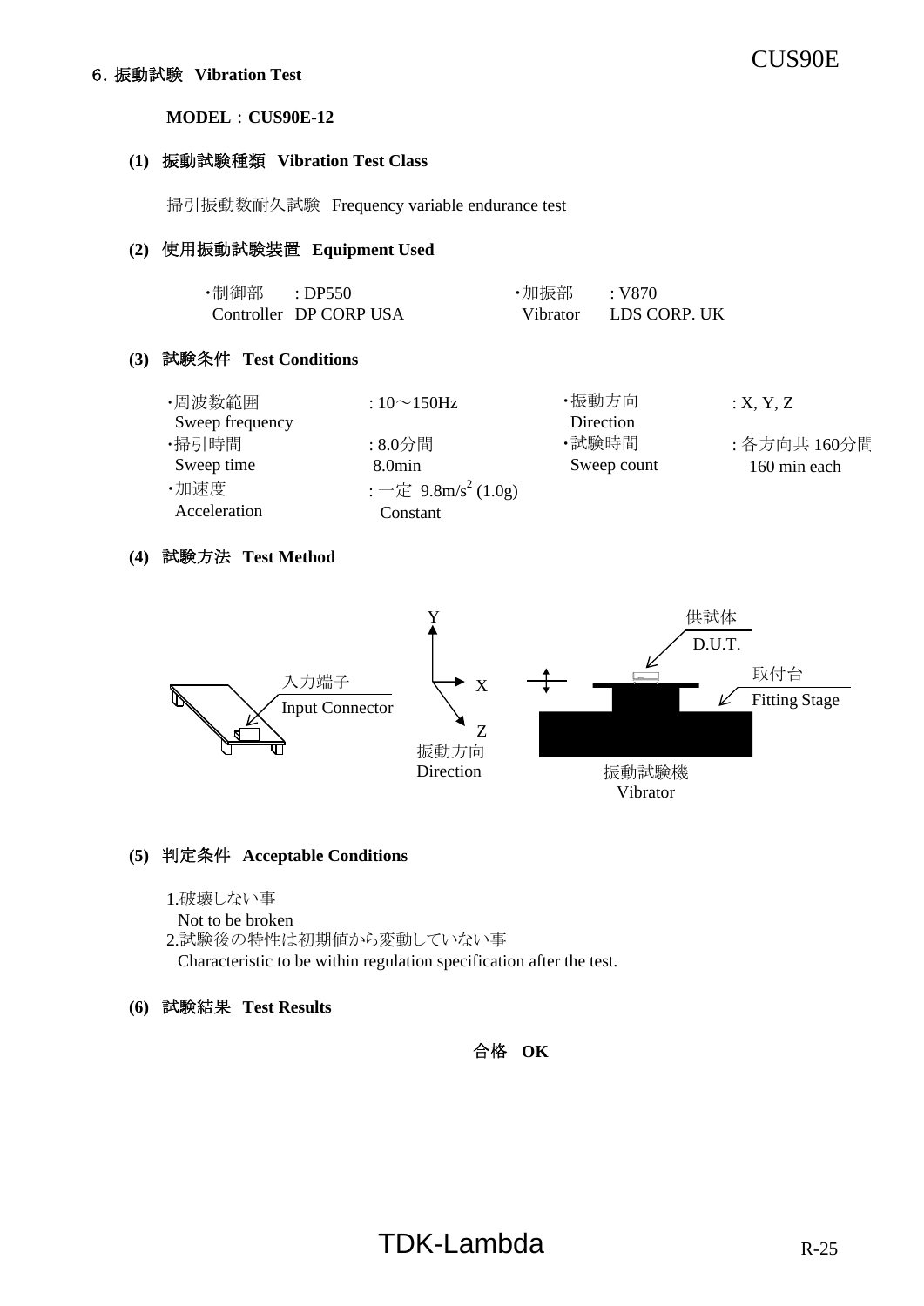## 6. 振動試験 Vibration Test

**MODEL：CUS90E-12**

### (1) 振動試験種類 Vibration Test Class

掃引振動数耐久試験 Frequency variable endurance test

### (2) 使用振動試験装置 Equipment Used

| | | | |
|---|---|---|---|
| ・制御部 Controller | : DP550 DP CORP USA | ・加振部 Vibrator | : V870 LDS CORP. UK |

### (3) 試験条件 Test Conditions

| | | | |
|---|---|---|---|
| ・周波数範囲 Sweep frequency | : 10～150Hz | ・振動方向 Direction | : X, Y, Z |
| ・掃引時間 Sweep time | : 8.0分間 8.0min | ・試験時間 Sweep count | : 各方向共 160分間 160 min each |
| ・加速度 Acceleration | : 一定 $9.8m/s^2$ (1.0g) Constant | | |

### (4) 試験方法 Test Method

入力端子 Input Connector

振動方向 Direction (X, Y, Z)

供試体 D.U.T.

取付台 Fitting Stage

振動試験機 Vibrator

### (5) 判定条件 Acceptable Conditions

1.破壊しない事
Not to be broken

2.試験後の特性は初期値から変動していない事
Characteristic to be within regulation specification after the test.

### (6) 試験結果 Test Results

**合格 OK**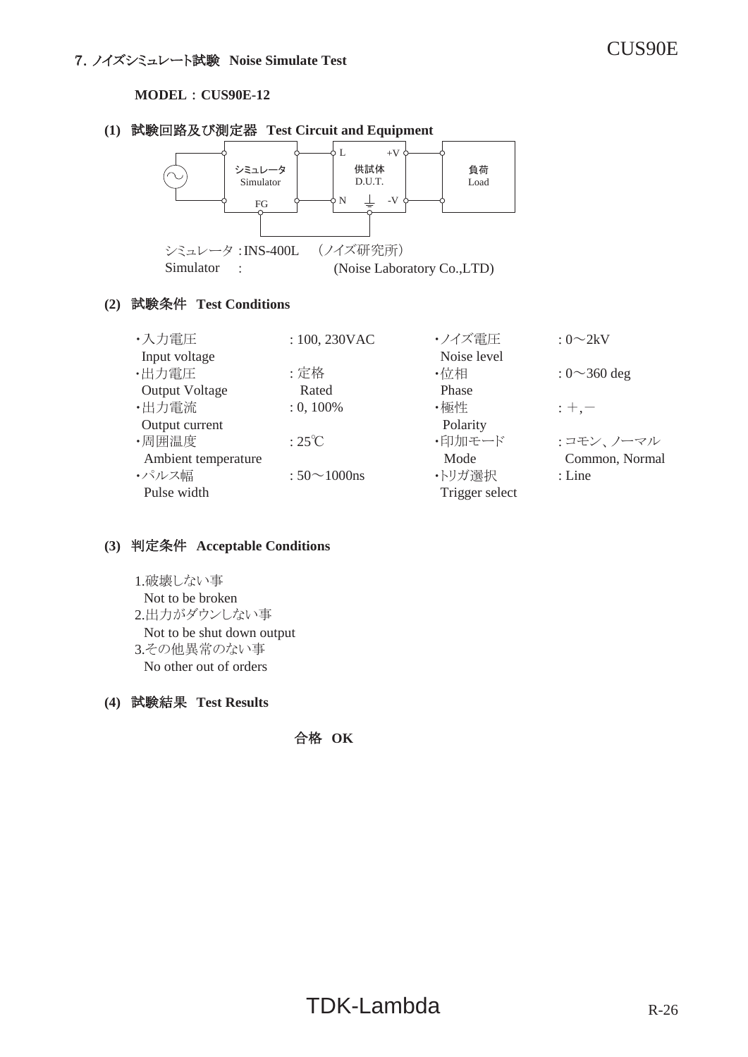## 7. ノイズシミュレート試験 Noise Simulate Test

**MODEL：CUS90E-12**

**(1) 試験回路及び測定器 Test Circuit and Equipment**

シミュレータ Simulator — 供試体 D.U.T. (L, N, +V, -V) — 負荷 Load; FG

シミュレータ：INS-400L （ノイズ研究所）
Simulator ： (Noise Laboratory Co.,LTD)

**(2) 試験条件 Test Conditions**

| | | | |
|---|---|---|---|
| ・入力電圧 Input voltage | : 100, 230VAC | ・ノイズ電圧 Noise level | : 0～2kV |
| ・出力電圧 Output Voltage | : 定格 Rated | ・位相 Phase | : 0～360 deg |
| ・出力電流 Output current | : 0, 100% | ・極性 Polarity | : ＋,－ |
| ・周囲温度 Ambient temperature | : 25℃ | ・印加モード Mode | : コモン、ノーマル Common, Normal |
| ・パルス幅 Pulse width | : 50～1000ns | ・トリガ選択 Trigger select | : Line |

**(3) 判定条件 Acceptable Conditions**

1.破壊しない事
Not to be broken
2.出力がダウンしない事
Not to be shut down output
3.その他異常のない事
No other out of orders

**(4) 試験結果 Test Results**

合格 **OK**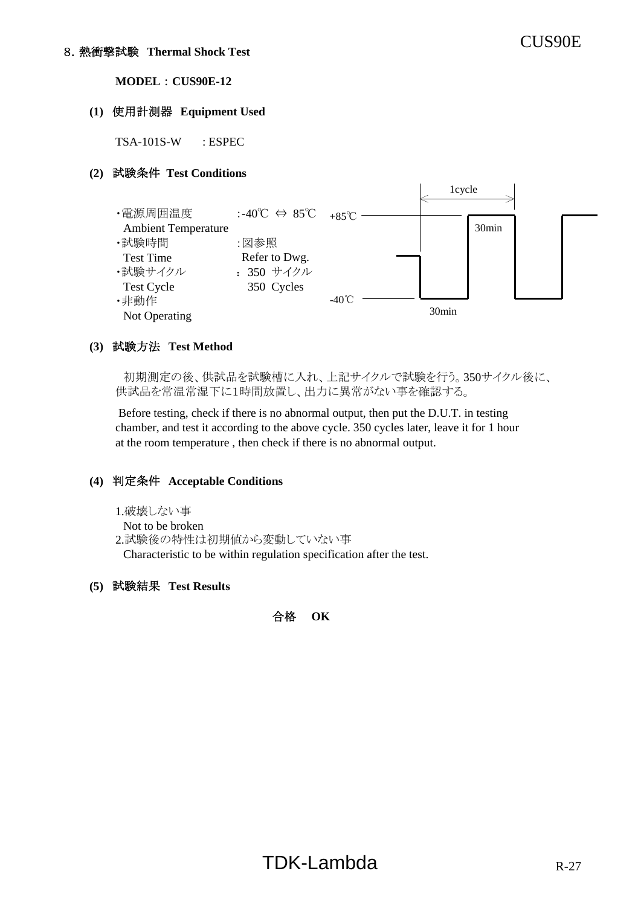## 8. 熱衝撃試験 Thermal Shock Test

**MODEL：CUS90E-12**

**(1) 使用計測器 Equipment Used**

TSA-101S-W : ESPEC

**(2) 試験条件 Test Conditions**

- ・電源周囲温度 Ambient Temperature : -40℃ ⇔ 85℃
- ・試験時間 Test Time : 図参照 Refer to Dwg.
- ・試験サイクル Test Cycle ： 350 サイクル 350 Cycles
- ・非動作 Not Operating

1cycle

+85℃

30min

-40℃

30min

**(3) 試験方法 Test Method**

初期測定の後、供試品を試験槽に入れ、上記サイクルで試験を行う。350サイクル後に、供試品を常温常湿下に1時間放置し、出力に異常がない事を確認する。

Before testing, check if there is no abnormal output, then put the D.U.T. in testing chamber, and test it according to the above cycle. 350 cycles later, leave it for 1 hour at the room temperature , then check if there is no abnormal output.

**(4) 判定条件 Acceptable Conditions**

1.破壊しない事
Not to be broken

2.試験後の特性は初期値から変動していない事
Characteristic to be within regulation specification after the test.

**(5) 試験結果 Test Results**

**合格 OK**